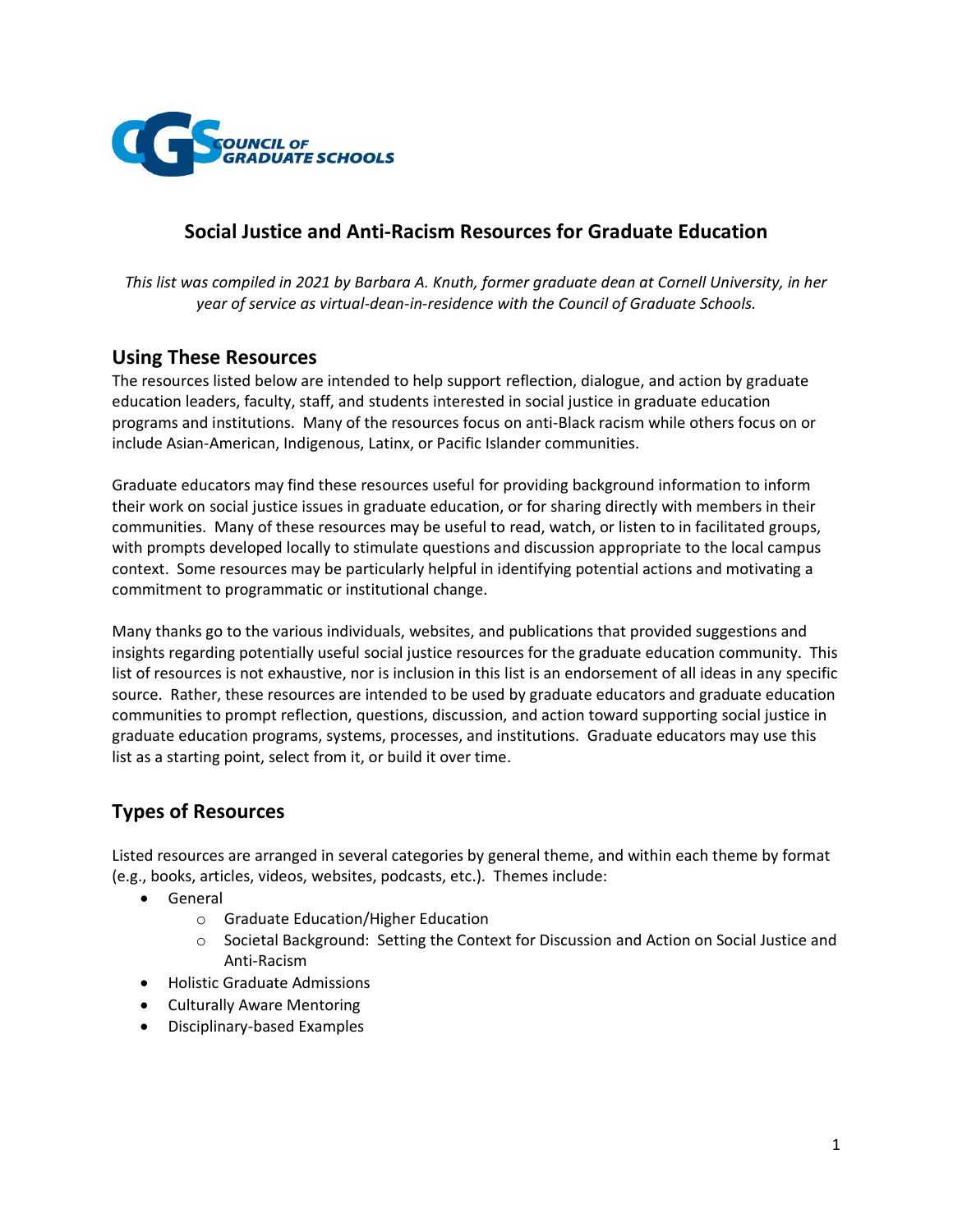COUNCIL OF GRADUATE SCHOOLS

# Social Justice and Anti-Racism Resources for Graduate Education

*This list was compiled in 2021 by Barbara A. Knuth, former graduate dean at Cornell University, in her year of service as virtual-dean-in-residence with the Council of Graduate Schools.*

## Using These Resources

The resources listed below are intended to help support reflection, dialogue, and action by graduate education leaders, faculty, staff, and students interested in social justice in graduate education programs and institutions. Many of the resources focus on anti-Black racism while others focus on or include Asian-American, Indigenous, Latinx, or Pacific Islander communities.

Graduate educators may find these resources useful for providing background information to inform their work on social justice issues in graduate education, or for sharing directly with members in their communities. Many of these resources may be useful to read, watch, or listen to in facilitated groups, with prompts developed locally to stimulate questions and discussion appropriate to the local campus context. Some resources may be particularly helpful in identifying potential actions and motivating a commitment to programmatic or institutional change.

Many thanks go to the various individuals, websites, and publications that provided suggestions and insights regarding potentially useful social justice resources for the graduate education community. This list of resources is not exhaustive, nor is inclusion in this list is an endorsement of all ideas in any specific source. Rather, these resources are intended to be used by graduate educators and graduate education communities to prompt reflection, questions, discussion, and action toward supporting social justice in graduate education programs, systems, processes, and institutions. Graduate educators may use this list as a starting point, select from it, or build it over time.

## Types of Resources

Listed resources are arranged in several categories by general theme, and within each theme by format (e.g., books, articles, videos, websites, podcasts, etc.). Themes include:

- General
  - Graduate Education/Higher Education
  - Societal Background: Setting the Context for Discussion and Action on Social Justice and Anti-Racism
- Holistic Graduate Admissions
- Culturally Aware Mentoring
- Disciplinary-based Examples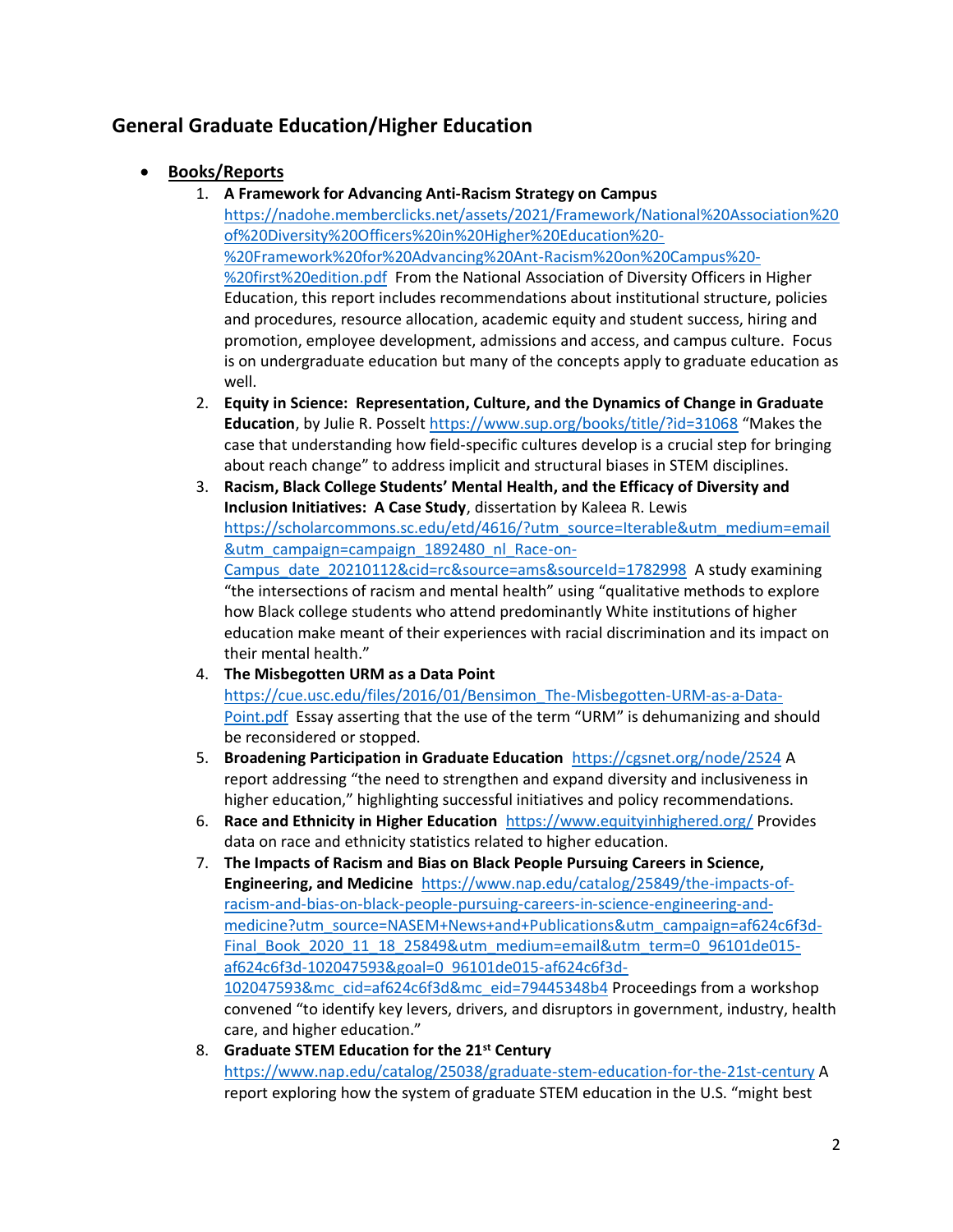## General Graduate Education/Higher Education

- **Books/Reports**
  1. **A Framework for Advancing Anti-Racism Strategy on Campus** https://nadohe.memberclicks.net/assets/2021/Framework/National%20Association%20of%20Diversity%20Officers%20in%20Higher%20Education%20-%20Framework%20for%20Advancing%20Ant-Racism%20on%20Campus%20-%20first%20edition.pdf From the National Association of Diversity Officers in Higher Education, this report includes recommendations about institutional structure, policies and procedures, resource allocation, academic equity and student success, hiring and promotion, employee development, admissions and access, and campus culture. Focus is on undergraduate education but many of the concepts apply to graduate education as well.
  2. **Equity in Science: Representation, Culture, and the Dynamics of Change in Graduate Education**, by Julie R. Posselt https://www.sup.org/books/title/?id=31068 "Makes the case that understanding how field-specific cultures develop is a crucial step for bringing about reach change" to address implicit and structural biases in STEM disciplines.
  3. **Racism, Black College Students' Mental Health, and the Efficacy of Diversity and Inclusion Initiatives: A Case Study**, dissertation by Kaleea R. Lewis https://scholarcommons.sc.edu/etd/4616/?utm_source=Iterable&utm_medium=email&utm_campaign=campaign_1892480_nl_Race-on-Campus_date_20210112&cid=rc&source=ams&sourceId=1782998 A study examining "the intersections of racism and mental health" using "qualitative methods to explore how Black college students who attend predominantly White institutions of higher education make meant of their experiences with racial discrimination and its impact on their mental health."
  4. **The Misbegotten URM as a Data Point** https://cue.usc.edu/files/2016/01/Bensimon_The-Misbegotten-URM-as-a-Data-Point.pdf Essay asserting that the use of the term "URM" is dehumanizing and should be reconsidered or stopped.
  5. **Broadening Participation in Graduate Education** https://cgsnet.org/node/2524 A report addressing "the need to strengthen and expand diversity and inclusiveness in higher education," highlighting successful initiatives and policy recommendations.
  6. **Race and Ethnicity in Higher Education** https://www.equityinhighered.org/ Provides data on race and ethnicity statistics related to higher education.
  7. **The Impacts of Racism and Bias on Black People Pursuing Careers in Science, Engineering, and Medicine** https://www.nap.edu/catalog/25849/the-impacts-of-racism-and-bias-on-black-people-pursuing-careers-in-science-engineering-and-medicine?utm_source=NASEM+News+and+Publications&utm_campaign=af624c6f3d-Final_Book_2020_11_18_25849&utm_medium=email&utm_term=0_96101de015-af624c6f3d-102047593&goal=0_96101de015-af624c6f3d-102047593&mc_cid=af624c6f3d&mc_eid=79445348b4 Proceedings from a workshop convened "to identify key levers, drivers, and disruptors in government, industry, health care, and higher education."
  8. **Graduate STEM Education for the 21st Century** https://www.nap.edu/catalog/25038/graduate-stem-education-for-the-21st-century A report exploring how the system of graduate STEM education in the U.S. "might best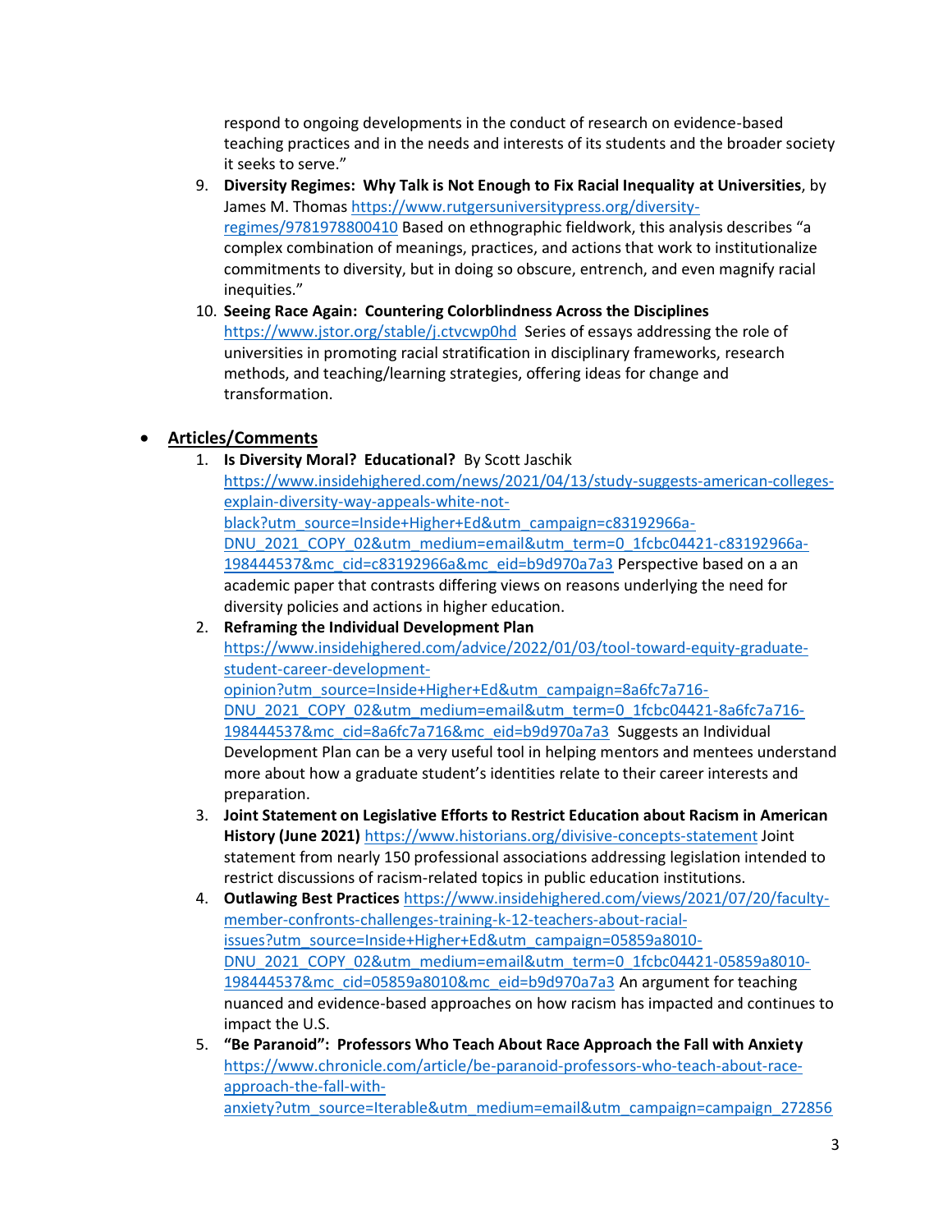respond to ongoing developments in the conduct of research on evidence-based teaching practices and in the needs and interests of its students and the broader society it seeks to serve."

9. **Diversity Regimes: Why Talk is Not Enough to Fix Racial Inequality at Universities**, by James M. Thomas https://www.rutgersuniversitypress.org/diversity-regimes/9781978800410 Based on ethnographic fieldwork, this analysis describes "a complex combination of meanings, practices, and actions that work to institutionalize commitments to diversity, but in doing so obscure, entrench, and even magnify racial inequities."
10. **Seeing Race Again: Countering Colorblindness Across the Disciplines** https://www.jstor.org/stable/j.ctvcwp0hd Series of essays addressing the role of universities in promoting racial stratification in disciplinary frameworks, research methods, and teaching/learning strategies, offering ideas for change and transformation.

- **Articles/Comments**
  1. **Is Diversity Moral? Educational?** By Scott Jaschik https://www.insidehighered.com/news/2021/04/13/study-suggests-american-colleges-explain-diversity-way-appeals-white-not-black?utm_source=Inside+Higher+Ed&utm_campaign=c83192966a-DNU_2021_COPY_02&utm_medium=email&utm_term=0_1fcbc04421-c83192966a-198444537&mc_cid=c83192966a&mc_eid=b9d970a7a3 Perspective based on a an academic paper that contrasts differing views on reasons underlying the need for diversity policies and actions in higher education.
  2. **Reframing the Individual Development Plan** https://www.insidehighered.com/advice/2022/01/03/tool-toward-equity-graduate-student-career-development-opinion?utm_source=Inside+Higher+Ed&utm_campaign=8a6fc7a716-DNU_2021_COPY_02&utm_medium=email&utm_term=0_1fcbc04421-8a6fc7a716-198444537&mc_cid=8a6fc7a716&mc_eid=b9d970a7a3 Suggests an Individual Development Plan can be a very useful tool in helping mentors and mentees understand more about how a graduate student's identities relate to their career interests and preparation.
  3. **Joint Statement on Legislative Efforts to Restrict Education about Racism in American History (June 2021)** https://www.historians.org/divisive-concepts-statement Joint statement from nearly 150 professional associations addressing legislation intended to restrict discussions of racism-related topics in public education institutions.
  4. **Outlawing Best Practices** https://www.insidehighered.com/views/2021/07/20/faculty-member-confronts-challenges-training-k-12-teachers-about-racial-issues?utm_source=Inside+Higher+Ed&utm_campaign=05859a8010-DNU_2021_COPY_02&utm_medium=email&utm_term=0_1fcbc04421-05859a8010-198444537&mc_cid=05859a8010&mc_eid=b9d970a7a3 An argument for teaching nuanced and evidence-based approaches on how racism has impacted and continues to impact the U.S.
  5. **"Be Paranoid": Professors Who Teach About Race Approach the Fall with Anxiety** https://www.chronicle.com/article/be-paranoid-professors-who-teach-about-race-approach-the-fall-with-anxiety?utm_source=Iterable&utm_medium=email&utm_campaign=campaign_272856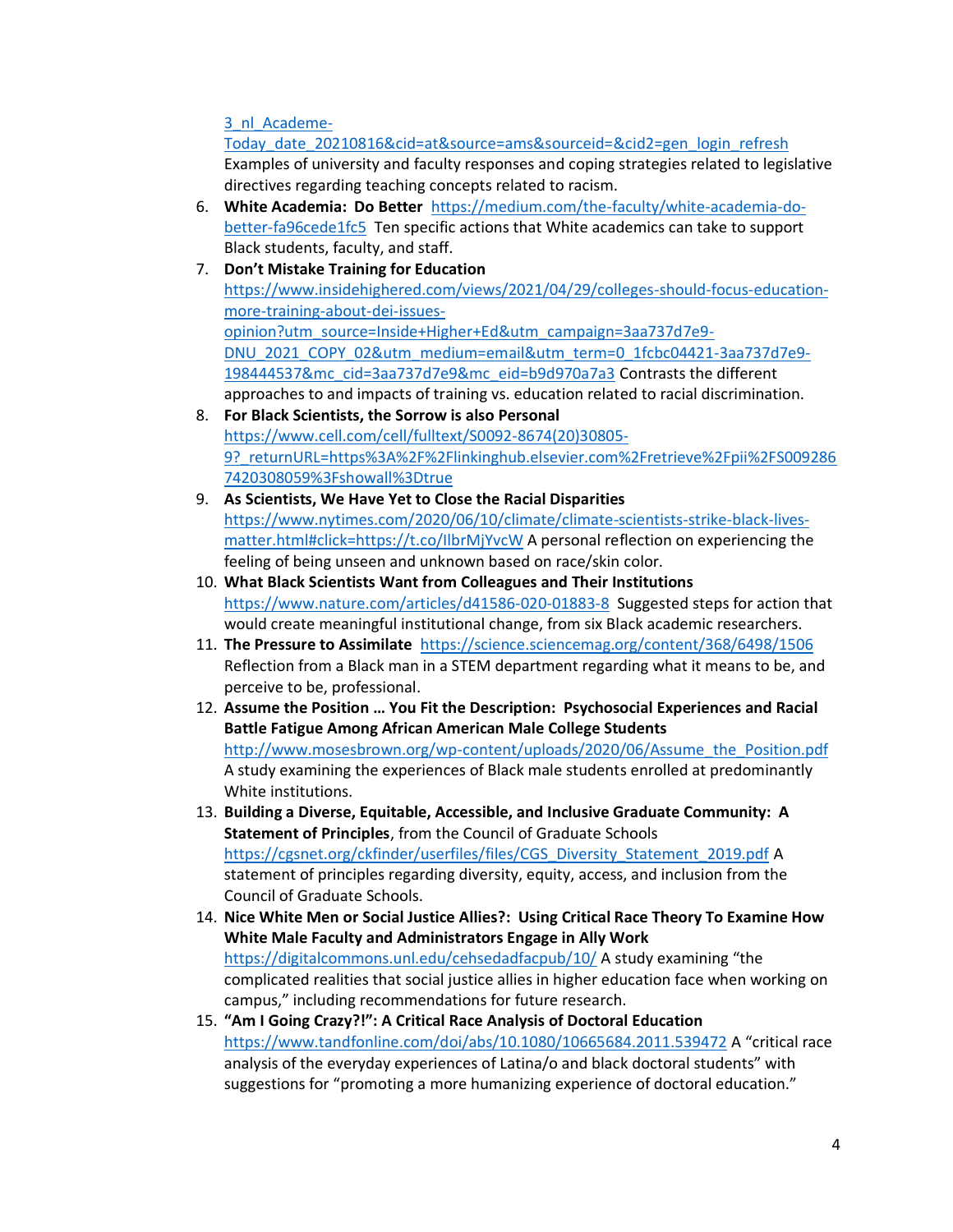3_nl_Academe-Today_date_20210816&cid=at&source=ams&sourceid=&cid2=gen_login_refresh Examples of university and faculty responses and coping strategies related to legislative directives regarding teaching concepts related to racism.

6. **White Academia: Do Better** https://medium.com/the-faculty/white-academia-do-better-fa96cede1fc5 Ten specific actions that White academics can take to support Black students, faculty, and staff.
7. **Don't Mistake Training for Education** https://www.insidehighered.com/views/2021/04/29/colleges-should-focus-education-more-training-about-dei-issues-opinion?utm_source=Inside+Higher+Ed&utm_campaign=3aa737d7e9-DNU_2021_COPY_02&utm_medium=email&utm_term=0_1fcbc04421-3aa737d7e9-198444537&mc_cid=3aa737d7e9&mc_eid=b9d970a7a3 Contrasts the different approaches to and impacts of training vs. education related to racial discrimination.
8. **For Black Scientists, the Sorrow is also Personal** https://www.cell.com/cell/fulltext/S0092-8674(20)30805-9?_returnURL=https%3A%2F%2Flinkinghub.elsevier.com%2Fretrieve%2Fpii%2FS0092867420308059%3Fshowall%3Dtrue
9. **As Scientists, We Have Yet to Close the Racial Disparities** https://www.nytimes.com/2020/06/10/climate/climate-scientists-strike-black-lives-matter.html#click=https://t.co/IlbrMjYvcW A personal reflection on experiencing the feeling of being unseen and unknown based on race/skin color.
10. **What Black Scientists Want from Colleagues and Their Institutions** https://www.nature.com/articles/d41586-020-01883-8 Suggested steps for action that would create meaningful institutional change, from six Black academic researchers.
11. **The Pressure to Assimilate** https://science.sciencemag.org/content/368/6498/1506 Reflection from a Black man in a STEM department regarding what it means to be, and perceive to be, professional.
12. **Assume the Position … You Fit the Description: Psychosocial Experiences and Racial Battle Fatigue Among African American Male College Students** http://www.mosesbrown.org/wp-content/uploads/2020/06/Assume_the_Position.pdf A study examining the experiences of Black male students enrolled at predominantly White institutions.
13. **Building a Diverse, Equitable, Accessible, and Inclusive Graduate Community: A Statement of Principles**, from the Council of Graduate Schools https://cgsnet.org/ckfinder/userfiles/files/CGS_Diversity_Statement_2019.pdf A statement of principles regarding diversity, equity, access, and inclusion from the Council of Graduate Schools.
14. **Nice White Men or Social Justice Allies?: Using Critical Race Theory To Examine How White Male Faculty and Administrators Engage in Ally Work** https://digitalcommons.unl.edu/cehsedadfacpub/10/ A study examining "the complicated realities that social justice allies in higher education face when working on campus," including recommendations for future research.
15. **"Am I Going Crazy?!": A Critical Race Analysis of Doctoral Education** https://www.tandfonline.com/doi/abs/10.1080/10665684.2011.539472 A "critical race analysis of the everyday experiences of Latina/o and black doctoral students" with suggestions for "promoting a more humanizing experience of doctoral education."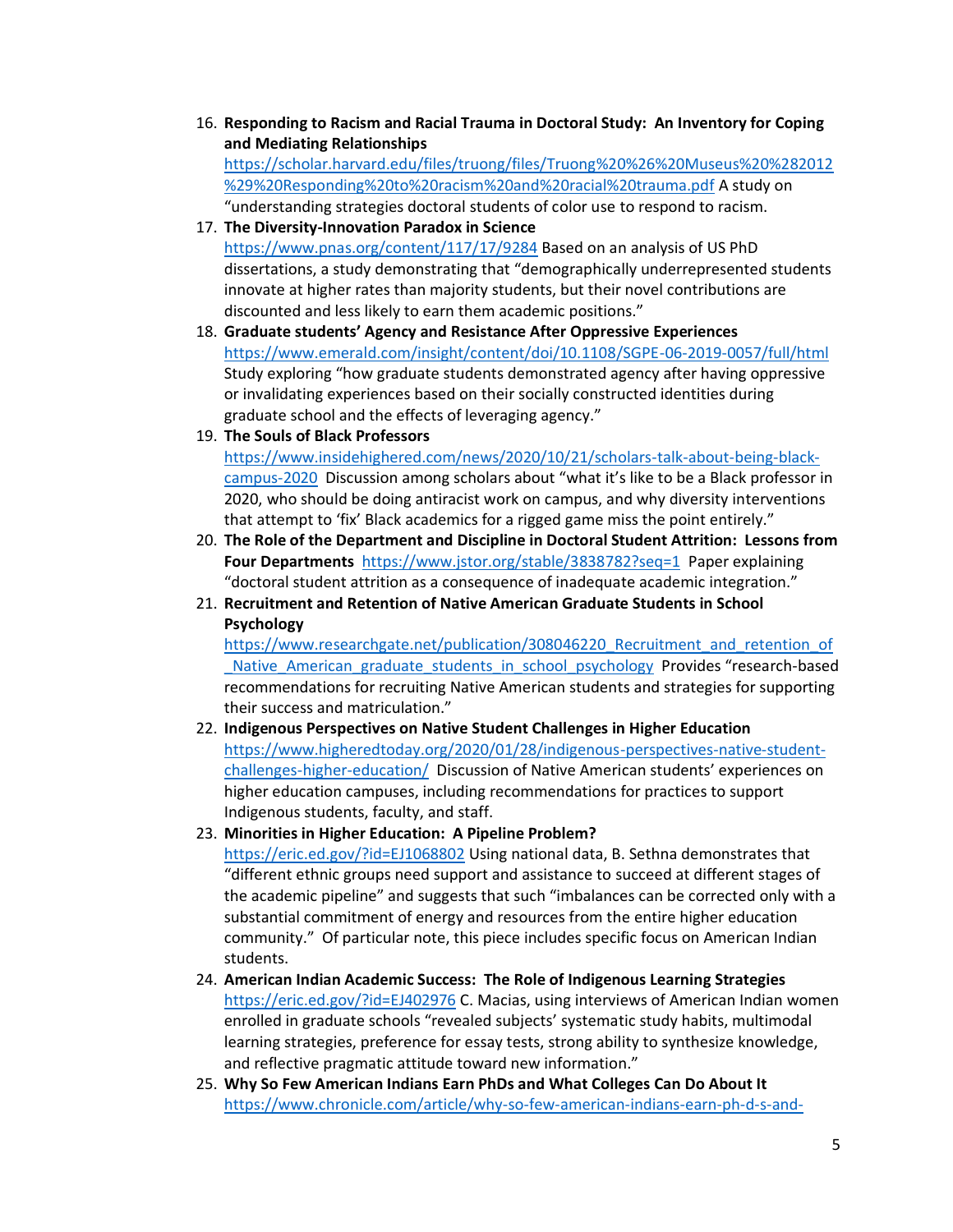16. **Responding to Racism and Racial Trauma in Doctoral Study: An Inventory for Coping and Mediating Relationships** https://scholar.harvard.edu/files/truong/files/Truong%20%26%20Museus%20%282012%29%20Responding%20to%20racism%20and%20racial%20trauma.pdf A study on "understanding strategies doctoral students of color use to respond to racism.
17. **The Diversity-Innovation Paradox in Science** https://www.pnas.org/content/117/17/9284 Based on an analysis of US PhD dissertations, a study demonstrating that "demographically underrepresented students innovate at higher rates than majority students, but their novel contributions are discounted and less likely to earn them academic positions."
18. **Graduate students' Agency and Resistance After Oppressive Experiences** https://www.emerald.com/insight/content/doi/10.1108/SGPE-06-2019-0057/full/html Study exploring "how graduate students demonstrated agency after having oppressive or invalidating experiences based on their socially constructed identities during graduate school and the effects of leveraging agency."
19. **The Souls of Black Professors** https://www.insidehighered.com/news/2020/10/21/scholars-talk-about-being-black-campus-2020 Discussion among scholars about "what it's like to be a Black professor in 2020, who should be doing antiracist work on campus, and why diversity interventions that attempt to 'fix' Black academics for a rigged game miss the point entirely."
20. **The Role of the Department and Discipline in Doctoral Student Attrition: Lessons from Four Departments** https://www.jstor.org/stable/3838782?seq=1 Paper explaining "doctoral student attrition as a consequence of inadequate academic integration."
21. **Recruitment and Retention of Native American Graduate Students in School Psychology** https://www.researchgate.net/publication/308046220_Recruitment_and_retention_of_Native_American_graduate_students_in_school_psychology Provides "research-based recommendations for recruiting Native American students and strategies for supporting their success and matriculation."
22. **Indigenous Perspectives on Native Student Challenges in Higher Education** https://www.higheredtoday.org/2020/01/28/indigenous-perspectives-native-student-challenges-higher-education/ Discussion of Native American students' experiences on higher education campuses, including recommendations for practices to support Indigenous students, faculty, and staff.
23. **Minorities in Higher Education: A Pipeline Problem?** https://eric.ed.gov/?id=EJ1068802 Using national data, B. Sethna demonstrates that "different ethnic groups need support and assistance to succeed at different stages of the academic pipeline" and suggests that such "imbalances can be corrected only with a substantial commitment of energy and resources from the entire higher education community." Of particular note, this piece includes specific focus on American Indian students.
24. **American Indian Academic Success: The Role of Indigenous Learning Strategies** https://eric.ed.gov/?id=EJ402976 C. Macias, using interviews of American Indian women enrolled in graduate schools "revealed subjects' systematic study habits, multimodal learning strategies, preference for essay tests, strong ability to synthesize knowledge, and reflective pragmatic attitude toward new information."
25. **Why So Few American Indians Earn PhDs and What Colleges Can Do About It** https://www.chronicle.com/article/why-so-few-american-indians-earn-ph-d-s-and-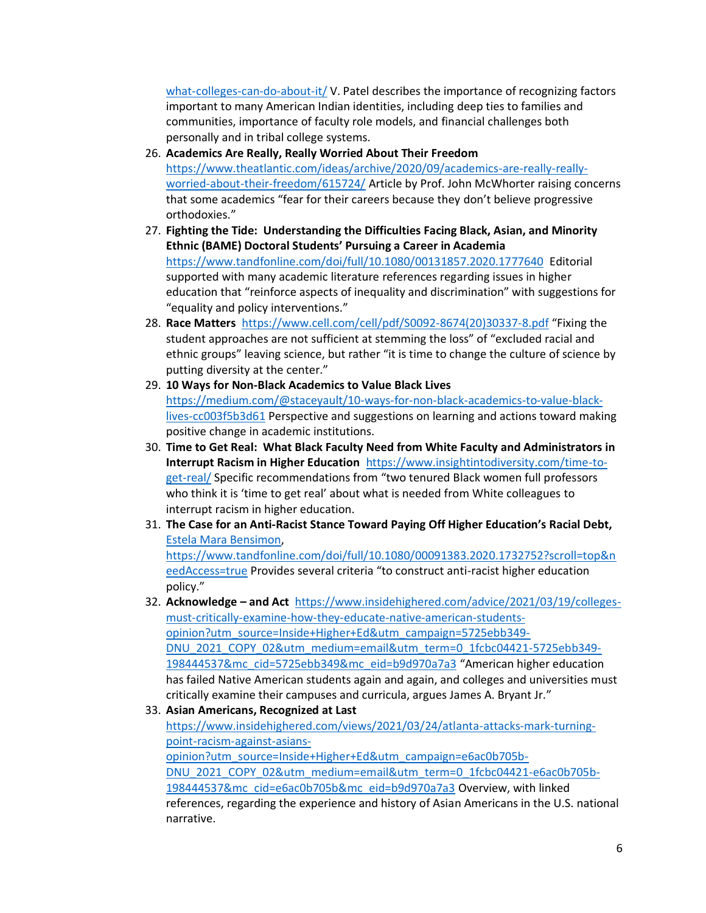[what-colleges-can-do-about-it/](what-colleges-can-do-about-it/) V. Patel describes the importance of recognizing factors important to many American Indian identities, including deep ties to families and communities, importance of faculty role models, and financial challenges both personally and in tribal college systems.

26. **Academics Are Really, Really Worried About Their Freedom** [https://www.theatlantic.com/ideas/archive/2020/09/academics-are-really-really-worried-about-their-freedom/615724/](https://www.theatlantic.com/ideas/archive/2020/09/academics-are-really-really-worried-about-their-freedom/615724/) Article by Prof. John McWhorter raising concerns that some academics "fear for their careers because they don't believe progressive orthodoxies."
27. **Fighting the Tide: Understanding the Difficulties Facing Black, Asian, and Minority Ethnic (BAME) Doctoral Students' Pursuing a Career in Academia** [https://www.tandfonline.com/doi/full/10.1080/00131857.2020.1777640](https://www.tandfonline.com/doi/full/10.1080/00131857.2020.1777640) Editorial supported with many academic literature references regarding issues in higher education that "reinforce aspects of inequality and discrimination" with suggestions for "equality and policy interventions."
28. **Race Matters** [https://www.cell.com/cell/pdf/S0092-8674(20)30337-8.pdf](https://www.cell.com/cell/pdf/S0092-8674(20)30337-8.pdf) "Fixing the student approaches are not sufficient at stemming the loss" of "excluded racial and ethnic groups" leaving science, but rather "it is time to change the culture of science by putting diversity at the center."
29. **10 Ways for Non-Black Academics to Value Black Lives** [https://medium.com/@staceyault/10-ways-for-non-black-academics-to-value-black-lives-cc003f5b3d61](https://medium.com/@staceyault/10-ways-for-non-black-academics-to-value-black-lives-cc003f5b3d61) Perspective and suggestions on learning and actions toward making positive change in academic institutions.
30. **Time to Get Real: What Black Faculty Need from White Faculty and Administrators in Interrupt Racism in Higher Education** [https://www.insightintodiversity.com/time-to-get-real/](https://www.insightintodiversity.com/time-to-get-real/) Specific recommendations from "two tenured Black women full professors who think it is 'time to get real' about what is needed from White colleagues to interrupt racism in higher education.
31. **The Case for an Anti-Racist Stance Toward Paying Off Higher Education's Racial Debt,** Estela Mara Bensimon, [https://www.tandfonline.com/doi/full/10.1080/00091383.2020.1732752?scroll=top&needAccess=true](https://www.tandfonline.com/doi/full/10.1080/00091383.2020.1732752?scroll=top&needAccess=true) Provides several criteria "to construct anti-racist higher education policy."
32. **Acknowledge – and Act** [https://www.insidehighered.com/advice/2021/03/19/colleges-must-critically-examine-how-they-educate-native-american-students-opinion?utm_source=Inside+Higher+Ed&utm_campaign=5725ebb349-DNU_2021_COPY_02&utm_medium=email&utm_term=0_1fcbc04421-5725ebb349-198444537&mc_cid=5725ebb349&mc_eid=b9d970a7a3](https://www.insidehighered.com/advice/2021/03/19/colleges-must-critically-examine-how-they-educate-native-american-students-opinion?utm_source=Inside+Higher+Ed&utm_campaign=5725ebb349-DNU_2021_COPY_02&utm_medium=email&utm_term=0_1fcbc04421-5725ebb349-198444537&mc_cid=5725ebb349&mc_eid=b9d970a7a3) "American higher education has failed Native American students again and again, and colleges and universities must critically examine their campuses and curricula, argues James A. Bryant Jr."
33. **Asian Americans, Recognized at Last** [https://www.insidehighered.com/views/2021/03/24/atlanta-attacks-mark-turning-point-racism-against-asians-opinion?utm_source=Inside+Higher+Ed&utm_campaign=e6ac0b705b-DNU_2021_COPY_02&utm_medium=email&utm_term=0_1fcbc04421-e6ac0b705b-198444537&mc_cid=e6ac0b705b&mc_eid=b9d970a7a3](https://www.insidehighered.com/views/2021/03/24/atlanta-attacks-mark-turning-point-racism-against-asians-opinion?utm_source=Inside+Higher+Ed&utm_campaign=e6ac0b705b-DNU_2021_COPY_02&utm_medium=email&utm_term=0_1fcbc04421-e6ac0b705b-198444537&mc_cid=e6ac0b705b&mc_eid=b9d970a7a3) Overview, with linked references, regarding the experience and history of Asian Americans in the U.S. national narrative.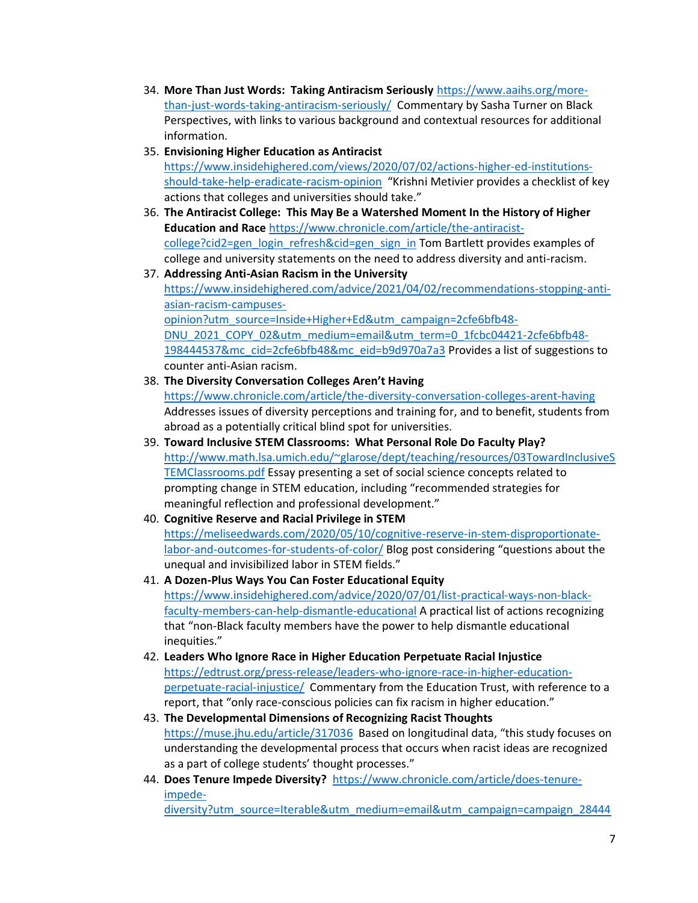34. **More Than Just Words: Taking Antiracism Seriously** https://www.aaihs.org/more-than-just-words-taking-antiracism-seriously/ Commentary by Sasha Turner on Black Perspectives, with links to various background and contextual resources for additional information.
35. **Envisioning Higher Education as Antiracist** https://www.insidehighered.com/views/2020/07/02/actions-higher-ed-institutions-should-take-help-eradicate-racism-opinion "Krishni Metivier provides a checklist of key actions that colleges and universities should take."
36. **The Antiracist College: This May Be a Watershed Moment In the History of Higher Education and Race** https://www.chronicle.com/article/the-antiracist-college?cid2=gen_login_refresh&cid=gen_sign_in Tom Bartlett provides examples of college and university statements on the need to address diversity and anti-racism.
37. **Addressing Anti-Asian Racism in the University** https://www.insidehighered.com/advice/2021/04/02/recommendations-stopping-anti-asian-racism-campuses-opinion?utm_source=Inside+Higher+Ed&utm_campaign=2cfe6bfb48-DNU_2021_COPY_02&utm_medium=email&utm_term=0_1fcbc04421-2cfe6bfb48-198444537&mc_cid=2cfe6bfb48&mc_eid=b9d970a7a3 Provides a list of suggestions to counter anti-Asian racism.
38. **The Diversity Conversation Colleges Aren't Having** https://www.chronicle.com/article/the-diversity-conversation-colleges-arent-having Addresses issues of diversity perceptions and training for, and to benefit, students from abroad as a potentially critical blind spot for universities.
39. **Toward Inclusive STEM Classrooms: What Personal Role Do Faculty Play?** http://www.math.lsa.umich.edu/~glarose/dept/teaching/resources/03TowardInclusiveSTEMClassrooms.pdf Essay presenting a set of social science concepts related to prompting change in STEM education, including "recommended strategies for meaningful reflection and professional development."
40. **Cognitive Reserve and Racial Privilege in STEM** https://meliseedwards.com/2020/05/10/cognitive-reserve-in-stem-disproportionate-labor-and-outcomes-for-students-of-color/ Blog post considering "questions about the unequal and invisibilized labor in STEM fields."
41. **A Dozen-Plus Ways You Can Foster Educational Equity** https://www.insidehighered.com/advice/2020/07/01/list-practical-ways-non-black-faculty-members-can-help-dismantle-educational A practical list of actions recognizing that "non-Black faculty members have the power to help dismantle educational inequities."
42. **Leaders Who Ignore Race in Higher Education Perpetuate Racial Injustice** https://edtrust.org/press-release/leaders-who-ignore-race-in-higher-education-perpetuate-racial-injustice/ Commentary from the Education Trust, with reference to a report, that "only race-conscious policies can fix racism in higher education."
43. **The Developmental Dimensions of Recognizing Racist Thoughts** https://muse.jhu.edu/article/317036 Based on longitudinal data, "this study focuses on understanding the developmental process that occurs when racist ideas are recognized as a part of college students' thought processes."
44. **Does Tenure Impede Diversity?** https://www.chronicle.com/article/does-tenure-impede-diversity?utm_source=Iterable&utm_medium=email&utm_campaign=campaign_28444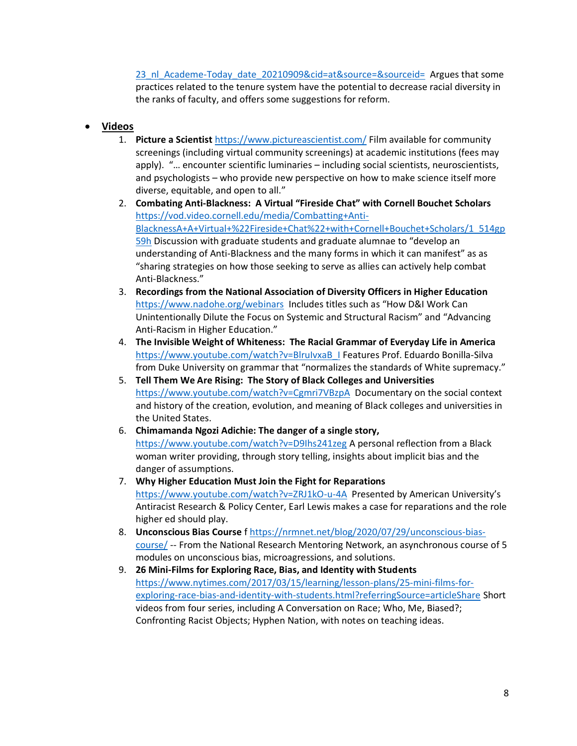23_nl_Academe-Today_date_20210909&cid=at&source=&sourceid= Argues that some practices related to the tenure system have the potential to decrease racial diversity in the ranks of faculty, and offers some suggestions for reform.

- **Videos**
  1. **Picture a Scientist** https://www.pictureascientist.com/ Film available for community screenings (including virtual community screenings) at academic institutions (fees may apply). "… encounter scientific luminaries – including social scientists, neuroscientists, and psychologists – who provide new perspective on how to make science itself more diverse, equitable, and open to all."
  2. **Combating Anti-Blackness: A Virtual "Fireside Chat" with Cornell Bouchet Scholars** https://vod.video.cornell.edu/media/Combatting+Anti-BlacknessA+A+Virtual+%22Fireside+Chat%22+with+Cornell+Bouchet+Scholars/1_514gp59h Discussion with graduate students and graduate alumnae to "develop an understanding of Anti-Blackness and the many forms in which it can manifest" as as "sharing strategies on how those seeking to serve as allies can actively help combat Anti-Blackness."
  3. **Recordings from the National Association of Diversity Officers in Higher Education** https://www.nadohe.org/webinars Includes titles such as "How D&I Work Can Unintentionally Dilute the Focus on Systemic and Structural Racism" and "Advancing Anti-Racism in Higher Education."
  4. **The Invisible Weight of Whiteness: The Racial Grammar of Everyday Life in America** https://www.youtube.com/watch?v=BlruIvxaB_I Features Prof. Eduardo Bonilla-Silva from Duke University on grammar that "normalizes the standards of White supremacy."
  5. **Tell Them We Are Rising: The Story of Black Colleges and Universities** https://www.youtube.com/watch?v=Cgmri7VBzpA Documentary on the social context and history of the creation, evolution, and meaning of Black colleges and universities in the United States.
  6. **Chimamanda Ngozi Adichie: The danger of a single story,** https://www.youtube.com/watch?v=D9Ihs241zeg A personal reflection from a Black woman writer providing, through story telling, insights about implicit bias and the danger of assumptions.
  7. **Why Higher Education Must Join the Fight for Reparations** https://www.youtube.com/watch?v=ZRJ1kO-u-4A Presented by American University's Antiracist Research & Policy Center, Earl Lewis makes a case for reparations and the role higher ed should play.
  8. **Unconscious Bias Course** f https://nrmnet.net/blog/2020/07/29/unconscious-bias-course/ -- From the National Research Mentoring Network, an asynchronous course of 5 modules on unconscious bias, microagressions, and solutions.
  9. **26 Mini-Films for Exploring Race, Bias, and Identity with Students** https://www.nytimes.com/2017/03/15/learning/lesson-plans/25-mini-films-for-exploring-race-bias-and-identity-with-students.html?referringSource=articleShare Short videos from four series, including A Conversation on Race; Who, Me, Biased?; Confronting Racist Objects; Hyphen Nation, with notes on teaching ideas.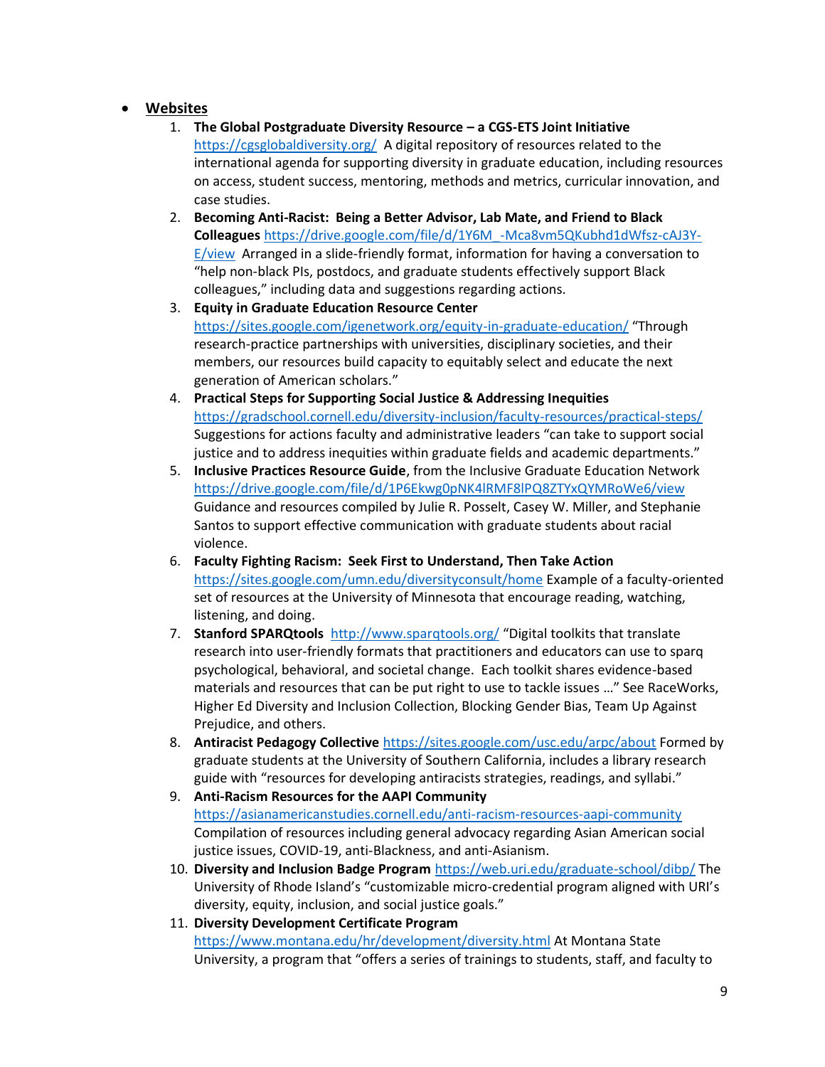- **Websites**
  1. **The Global Postgraduate Diversity Resource – a CGS-ETS Joint Initiative** https://cgsglobaldiversity.org/ A digital repository of resources related to the international agenda for supporting diversity in graduate education, including resources on access, student success, mentoring, methods and metrics, curricular innovation, and case studies.
  2. **Becoming Anti-Racist: Being a Better Advisor, Lab Mate, and Friend to Black Colleagues** https://drive.google.com/file/d/1Y6M_-Mca8vm5QKubhd1dWfsz-cAJ3Y-E/view Arranged in a slide-friendly format, information for having a conversation to "help non-black PIs, postdocs, and graduate students effectively support Black colleagues," including data and suggestions regarding actions.
  3. **Equity in Graduate Education Resource Center** https://sites.google.com/igenetwork.org/equity-in-graduate-education/ "Through research-practice partnerships with universities, disciplinary societies, and their members, our resources build capacity to equitably select and educate the next generation of American scholars."
  4. **Practical Steps for Supporting Social Justice & Addressing Inequities** https://gradschool.cornell.edu/diversity-inclusion/faculty-resources/practical-steps/ Suggestions for actions faculty and administrative leaders "can take to support social justice and to address inequities within graduate fields and academic departments."
  5. **Inclusive Practices Resource Guide**, from the Inclusive Graduate Education Network https://drive.google.com/file/d/1P6Ekwg0pNK4lRMF8lPQ8ZTYxQYMRoWe6/view Guidance and resources compiled by Julie R. Posselt, Casey W. Miller, and Stephanie Santos to support effective communication with graduate students about racial violence.
  6. **Faculty Fighting Racism: Seek First to Understand, Then Take Action** https://sites.google.com/umn.edu/diversityconsult/home Example of a faculty-oriented set of resources at the University of Minnesota that encourage reading, watching, listening, and doing.
  7. **Stanford SPARQtools** http://www.sparqtools.org/ "Digital toolkits that translate research into user-friendly formats that practitioners and educators can use to sparq psychological, behavioral, and societal change. Each toolkit shares evidence-based materials and resources that can be put right to use to tackle issues …" See RaceWorks, Higher Ed Diversity and Inclusion Collection, Blocking Gender Bias, Team Up Against Prejudice, and others.
  8. **Antiracist Pedagogy Collective** https://sites.google.com/usc.edu/arpc/about Formed by graduate students at the University of Southern California, includes a library research guide with "resources for developing antiracists strategies, readings, and syllabi."
  9. **Anti-Racism Resources for the AAPI Community** https://asianamericanstudies.cornell.edu/anti-racism-resources-aapi-community Compilation of resources including general advocacy regarding Asian American social justice issues, COVID-19, anti-Blackness, and anti-Asianism.
  10. **Diversity and Inclusion Badge Program** https://web.uri.edu/graduate-school/dibp/ The University of Rhode Island's "customizable micro-credential program aligned with URI's diversity, equity, inclusion, and social justice goals."
  11. **Diversity Development Certificate Program** https://www.montana.edu/hr/development/diversity.html At Montana State University, a program that "offers a series of trainings to students, staff, and faculty to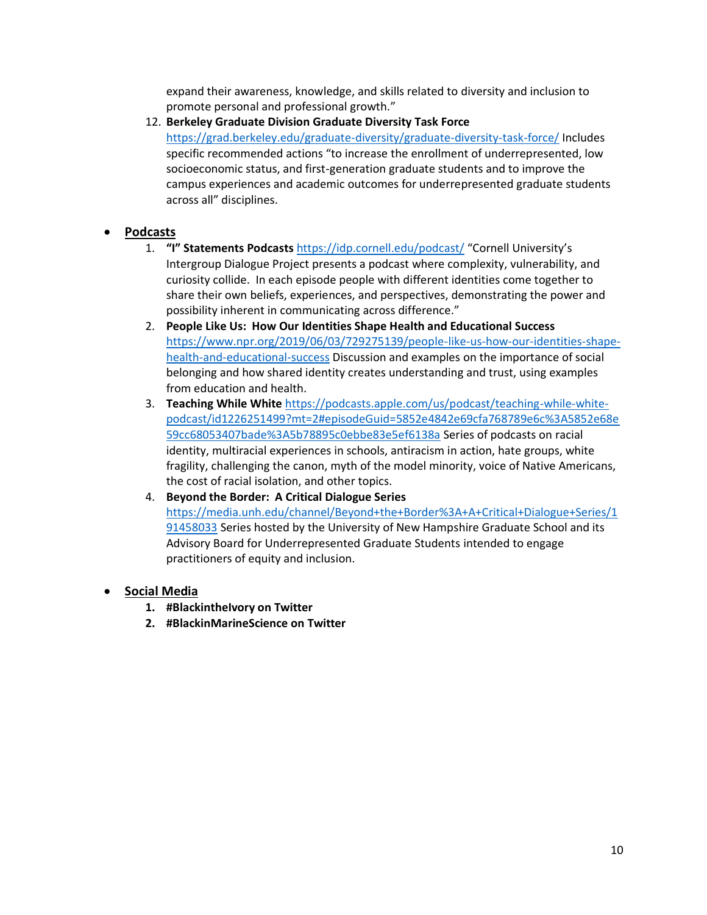expand their awareness, knowledge, and skills related to diversity and inclusion to promote personal and professional growth."

12. **Berkeley Graduate Division Graduate Diversity Task Force** https://grad.berkeley.edu/graduate-diversity/graduate-diversity-task-force/ Includes specific recommended actions "to increase the enrollment of underrepresented, low socioeconomic status, and first-generation graduate students and to improve the campus experiences and academic outcomes for underrepresented graduate students across all" disciplines.

- **Podcasts**
  1. **"I" Statements Podcasts** https://idp.cornell.edu/podcast/ "Cornell University's Intergroup Dialogue Project presents a podcast where complexity, vulnerability, and curiosity collide. In each episode people with different identities come together to share their own beliefs, experiences, and perspectives, demonstrating the power and possibility inherent in communicating across difference."
  2. **People Like Us: How Our Identities Shape Health and Educational Success** https://www.npr.org/2019/06/03/729275139/people-like-us-how-our-identities-shape-health-and-educational-success Discussion and examples on the importance of social belonging and how shared identity creates understanding and trust, using examples from education and health.
  3. **Teaching While White** https://podcasts.apple.com/us/podcast/teaching-while-white-podcast/id1226251499?mt=2#episodeGuid=5852e4842e69cfa768789e6c%3A5852e68e59cc68053407bade%3A5b78895c0ebbe83e5ef6138a Series of podcasts on racial identity, multiracial experiences in schools, antiracism in action, hate groups, white fragility, challenging the canon, myth of the model minority, voice of Native Americans, the cost of racial isolation, and other topics.
  4. **Beyond the Border: A Critical Dialogue Series** https://media.unh.edu/channel/Beyond+the+Border%3A+A+Critical+Dialogue+Series/191458033 Series hosted by the University of New Hampshire Graduate School and its Advisory Board for Underrepresented Graduate Students intended to engage practitioners of equity and inclusion.

- **Social Media**
  1. **#BlackintheIvory on Twitter**
  2. **#BlackinMarineScience on Twitter**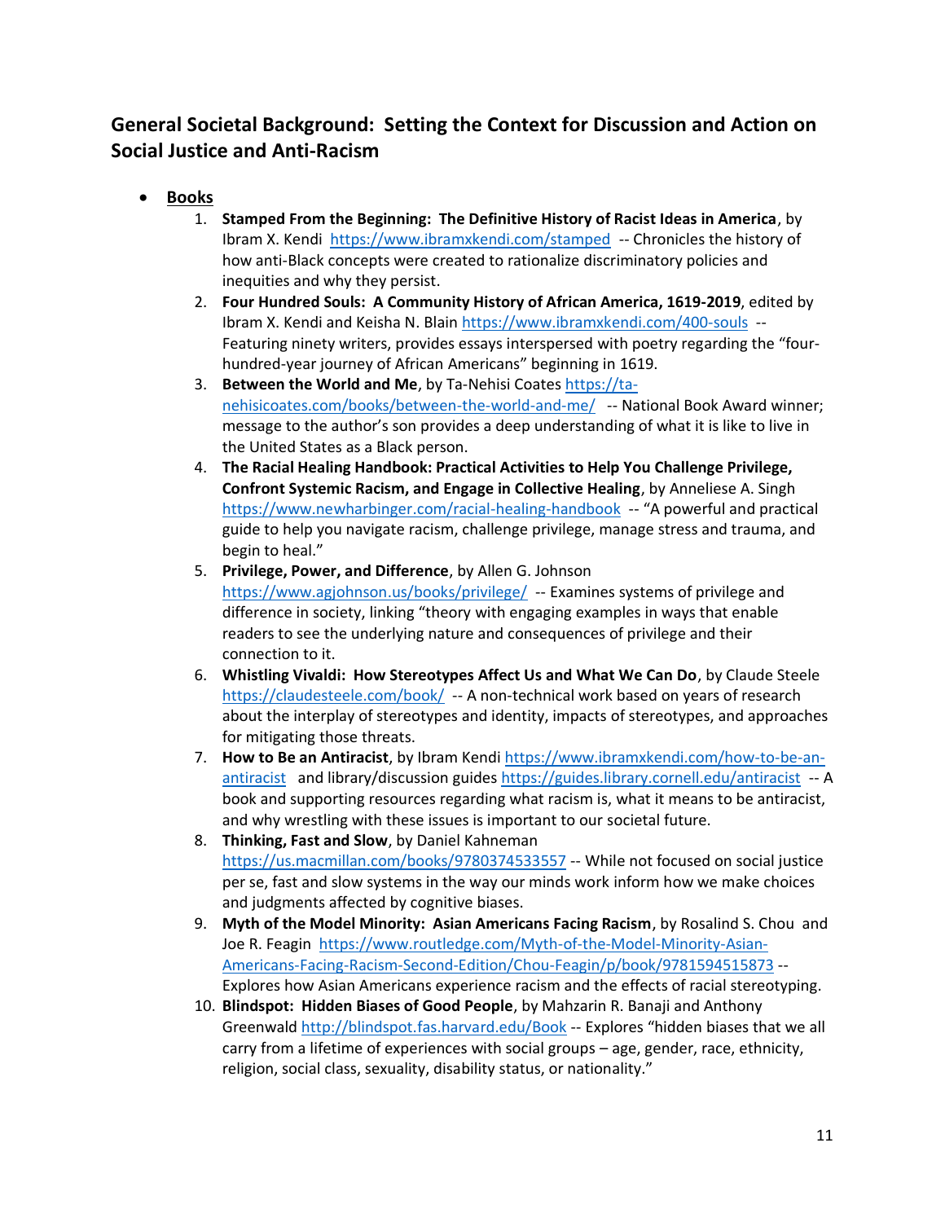## General Societal Background: Setting the Context for Discussion and Action on Social Justice and Anti-Racism

- **Books**
  1. **Stamped From the Beginning: The Definitive History of Racist Ideas in America**, by Ibram X. Kendi https://www.ibramxkendi.com/stamped -- Chronicles the history of how anti-Black concepts were created to rationalize discriminatory policies and inequities and why they persist.
  2. **Four Hundred Souls: A Community History of African America, 1619-2019**, edited by Ibram X. Kendi and Keisha N. Blain https://www.ibramxkendi.com/400-souls -- Featuring ninety writers, provides essays interspersed with poetry regarding the "four-hundred-year journey of African Americans" beginning in 1619.
  3. **Between the World and Me**, by Ta-Nehisi Coates https://ta-nehisicoates.com/books/between-the-world-and-me/ -- National Book Award winner; message to the author's son provides a deep understanding of what it is like to live in the United States as a Black person.
  4. **The Racial Healing Handbook: Practical Activities to Help You Challenge Privilege, Confront Systemic Racism, and Engage in Collective Healing**, by Anneliese A. Singh https://www.newharbinger.com/racial-healing-handbook -- "A powerful and practical guide to help you navigate racism, challenge privilege, manage stress and trauma, and begin to heal."
  5. **Privilege, Power, and Difference**, by Allen G. Johnson https://www.agjohnson.us/books/privilege/ -- Examines systems of privilege and difference in society, linking "theory with engaging examples in ways that enable readers to see the underlying nature and consequences of privilege and their connection to it.
  6. **Whistling Vivaldi: How Stereotypes Affect Us and What We Can Do**, by Claude Steele https://claudesteele.com/book/ -- A non-technical work based on years of research about the interplay of stereotypes and identity, impacts of stereotypes, and approaches for mitigating those threats.
  7. **How to Be an Antiracist**, by Ibram Kendi https://www.ibramxkendi.com/how-to-be-an-antiracist and library/discussion guides https://guides.library.cornell.edu/antiracist -- A book and supporting resources regarding what racism is, what it means to be antiracist, and why wrestling with these issues is important to our societal future.
  8. **Thinking, Fast and Slow**, by Daniel Kahneman https://us.macmillan.com/books/9780374533557 -- While not focused on social justice per se, fast and slow systems in the way our minds work inform how we make choices and judgments affected by cognitive biases.
  9. **Myth of the Model Minority: Asian Americans Facing Racism**, by Rosalind S. Chou and Joe R. Feagin https://www.routledge.com/Myth-of-the-Model-Minority-Asian-Americans-Facing-Racism-Second-Edition/Chou-Feagin/p/book/9781594515873 -- Explores how Asian Americans experience racism and the effects of racial stereotyping.
  10. **Blindspot: Hidden Biases of Good People**, by Mahzarin R. Banaji and Anthony Greenwald http://blindspot.fas.harvard.edu/Book -- Explores "hidden biases that we all carry from a lifetime of experiences with social groups – age, gender, race, ethnicity, religion, social class, sexuality, disability status, or nationality."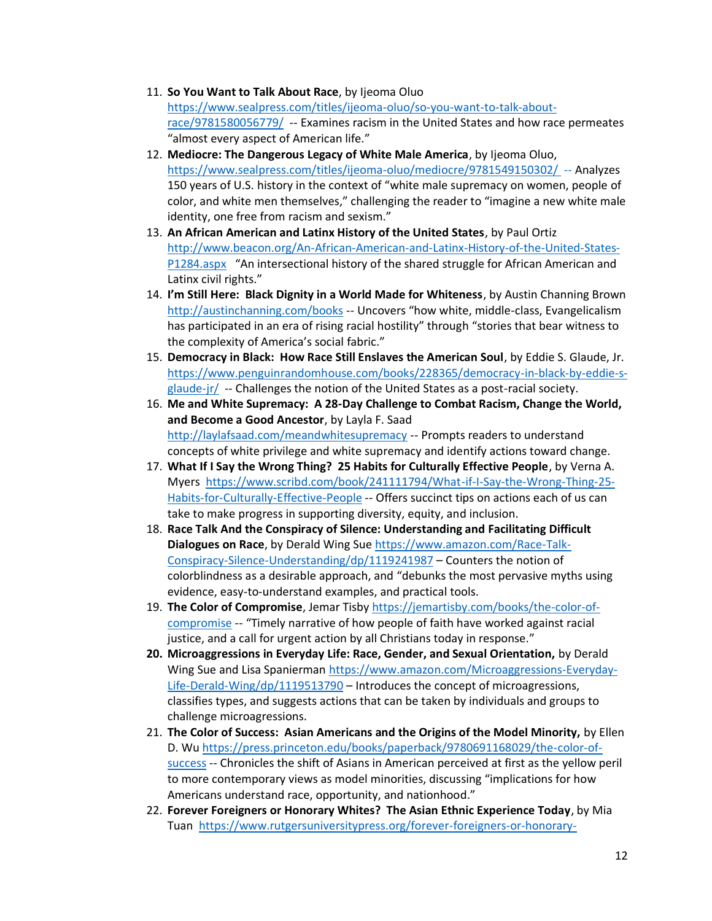11. **So You Want to Talk About Race**, by Ijeoma Oluo https://www.sealpress.com/titles/ijeoma-oluo/so-you-want-to-talk-about-race/9781580056779/ -- Examines racism in the United States and how race permeates "almost every aspect of American life."
12. **Mediocre: The Dangerous Legacy of White Male America**, by Ijeoma Oluo, https://www.sealpress.com/titles/ijeoma-oluo/mediocre/9781549150302/ -- Analyzes 150 years of U.S. history in the context of "white male supremacy on women, people of color, and white men themselves," challenging the reader to "imagine a new white male identity, one free from racism and sexism."
13. **An African American and Latinx History of the United States**, by Paul Ortiz http://www.beacon.org/An-African-American-and-Latinx-History-of-the-United-States-P1284.aspx "An intersectional history of the shared struggle for African American and Latinx civil rights."
14. **I'm Still Here: Black Dignity in a World Made for Whiteness**, by Austin Channing Brown http://austinchanning.com/books -- Uncovers "how white, middle-class, Evangelicalism has participated in an era of rising racial hostility" through "stories that bear witness to the complexity of America's social fabric."
15. **Democracy in Black: How Race Still Enslaves the American Soul**, by Eddie S. Glaude, Jr. https://www.penguinrandomhouse.com/books/228365/democracy-in-black-by-eddie-s-glaude-jr/ -- Challenges the notion of the United States as a post-racial society.
16. **Me and White Supremacy: A 28-Day Challenge to Combat Racism, Change the World, and Become a Good Ancestor**, by Layla F. Saad http://laylafsaad.com/meandwhitesupremacy -- Prompts readers to understand concepts of white privilege and white supremacy and identify actions toward change.
17. **What If I Say the Wrong Thing? 25 Habits for Culturally Effective People**, by Verna A. Myers https://www.scribd.com/book/241111794/What-if-I-Say-the-Wrong-Thing-25-Habits-for-Culturally-Effective-People -- Offers succinct tips on actions each of us can take to make progress in supporting diversity, equity, and inclusion.
18. **Race Talk And the Conspiracy of Silence: Understanding and Facilitating Difficult Dialogues on Race**, by Derald Wing Sue https://www.amazon.com/Race-Talk-Conspiracy-Silence-Understanding/dp/1119241987 – Counters the notion of colorblindness as a desirable approach, and "debunks the most pervasive myths using evidence, easy-to-understand examples, and practical tools.
19. **The Color of Compromise**, Jemar Tisby https://jemartisby.com/books/the-color-of-compromise -- "Timely narrative of how people of faith have worked against racial justice, and a call for urgent action by all Christians today in response."
20. **Microaggressions in Everyday Life: Race, Gender, and Sexual Orientation,** by Derald Wing Sue and Lisa Spanierman https://www.amazon.com/Microaggressions-Everyday-Life-Derald-Wing/dp/1119513790 – Introduces the concept of microagressions, classifies types, and suggests actions that can be taken by individuals and groups to challenge microagressions.
21. **The Color of Success: Asian Americans and the Origins of the Model Minority,** by Ellen D. Wu https://press.princeton.edu/books/paperback/9780691168029/the-color-of-success -- Chronicles the shift of Asians in American perceived at first as the yellow peril to more contemporary views as model minorities, discussing "implications for how Americans understand race, opportunity, and nationhood."
22. **Forever Foreigners or Honorary Whites? The Asian Ethnic Experience Today**, by Mia Tuan https://www.rutgersuniversitypress.org/forever-foreigners-or-honorary-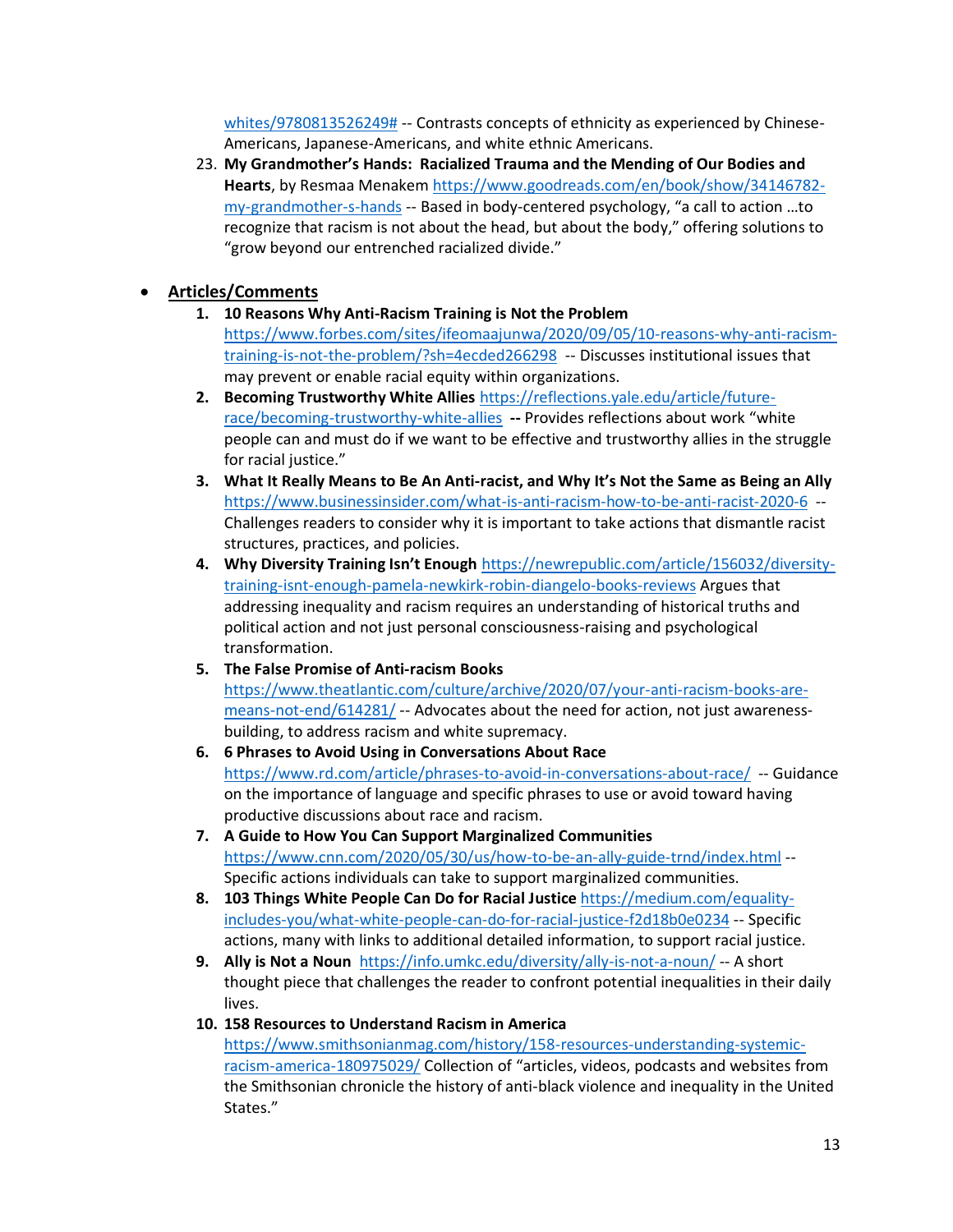whites/9780813526249# -- Contrasts concepts of ethnicity as experienced by Chinese-Americans, Japanese-Americans, and white ethnic Americans.

23. **My Grandmother's Hands: Racialized Trauma and the Mending of Our Bodies and Hearts**, by Resmaa Menakem https://www.goodreads.com/en/book/show/34146782-my-grandmother-s-hands -- Based in body-centered psychology, "a call to action …to recognize that racism is not about the head, but about the body," offering solutions to "grow beyond our entrenched racialized divide."

- **Articles/Comments**
  1. **10 Reasons Why Anti-Racism Training is Not the Problem** https://www.forbes.com/sites/ifeomaajunwa/2020/09/05/10-reasons-why-anti-racism-training-is-not-the-problem/?sh=4ecded266298 -- Discusses institutional issues that may prevent or enable racial equity within organizations.
  2. **Becoming Trustworthy White Allies** https://reflections.yale.edu/article/future-race/becoming-trustworthy-white-allies **--** Provides reflections about work "white people can and must do if we want to be effective and trustworthy allies in the struggle for racial justice."
  3. **What It Really Means to Be An Anti-racist, and Why It's Not the Same as Being an Ally** https://www.businessinsider.com/what-is-anti-racism-how-to-be-anti-racist-2020-6 -- Challenges readers to consider why it is important to take actions that dismantle racist structures, practices, and policies.
  4. **Why Diversity Training Isn't Enough** https://newrepublic.com/article/156032/diversity-training-isnt-enough-pamela-newkirk-robin-diangelo-books-reviews Argues that addressing inequality and racism requires an understanding of historical truths and political action and not just personal consciousness-raising and psychological transformation.
  5. **The False Promise of Anti-racism Books** https://www.theatlantic.com/culture/archive/2020/07/your-anti-racism-books-are-means-not-end/614281/ -- Advocates about the need for action, not just awareness-building, to address racism and white supremacy.
  6. **6 Phrases to Avoid Using in Conversations About Race** https://www.rd.com/article/phrases-to-avoid-in-conversations-about-race/ -- Guidance on the importance of language and specific phrases to use or avoid toward having productive discussions about race and racism.
  7. **A Guide to How You Can Support Marginalized Communities** https://www.cnn.com/2020/05/30/us/how-to-be-an-ally-guide-trnd/index.html -- Specific actions individuals can take to support marginalized communities.
  8. **103 Things White People Can Do for Racial Justice** https://medium.com/equality-includes-you/what-white-people-can-do-for-racial-justice-f2d18b0e0234 -- Specific actions, many with links to additional detailed information, to support racial justice.
  9. **Ally is Not a Noun** https://info.umkc.edu/diversity/ally-is-not-a-noun/ -- A short thought piece that challenges the reader to confront potential inequalities in their daily lives.
  10. **158 Resources to Understand Racism in America** https://www.smithsonianmag.com/history/158-resources-understanding-systemic-racism-america-180975029/ Collection of "articles, videos, podcasts and websites from the Smithsonian chronicle the history of anti-black violence and inequality in the United States."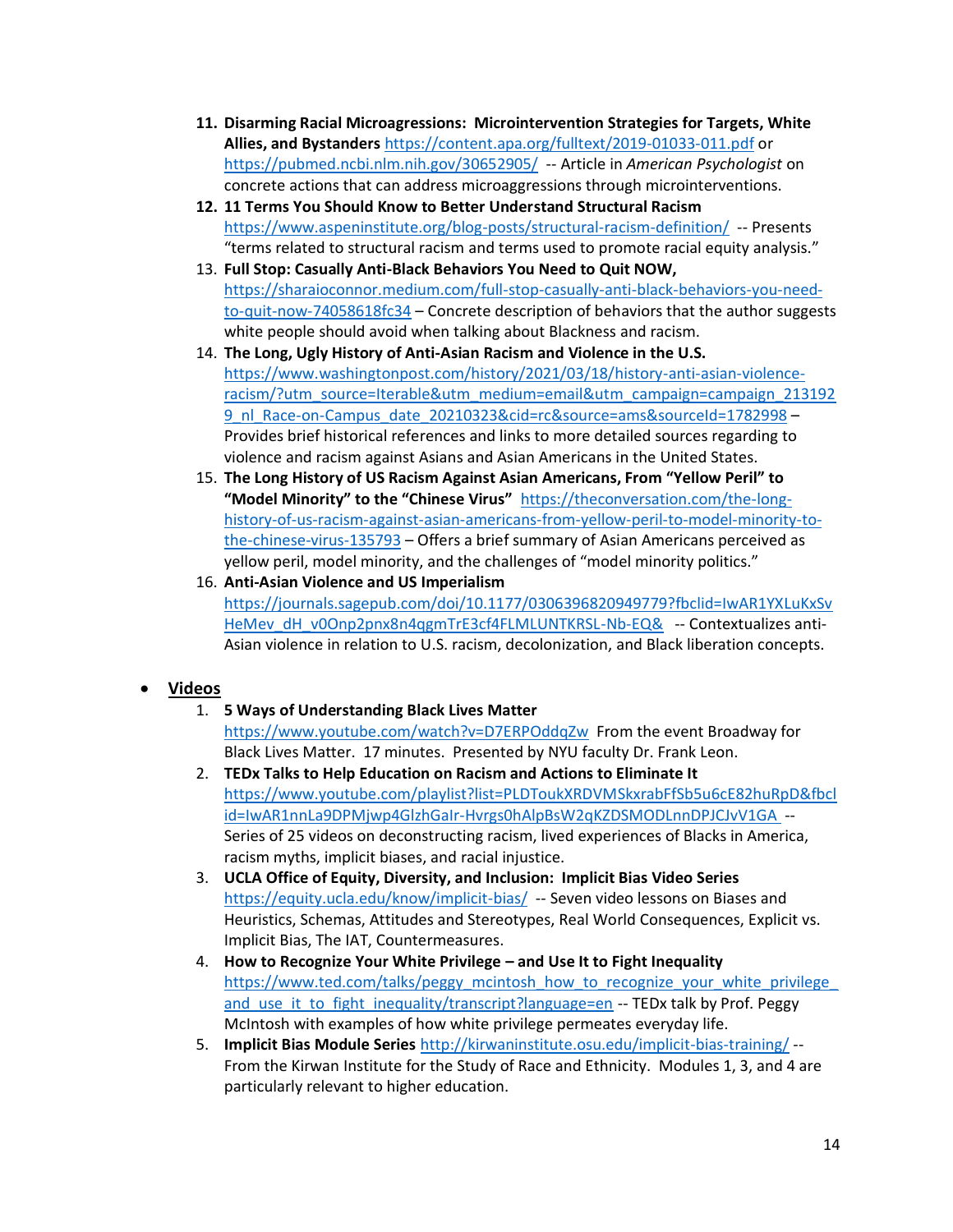11. **Disarming Racial Microagressions: Microintervention Strategies for Targets, White Allies, and Bystanders** https://content.apa.org/fulltext/2019-01033-011.pdf or https://pubmed.ncbi.nlm.nih.gov/30652905/ -- Article in *American Psychologist* on concrete actions that can address microaggressions through microinterventions.
12. **11 Terms You Should Know to Better Understand Structural Racism** https://www.aspeninstitute.org/blog-posts/structural-racism-definition/ -- Presents "terms related to structural racism and terms used to promote racial equity analysis."
13. **Full Stop: Casually Anti-Black Behaviors You Need to Quit NOW,** https://sharaioconnor.medium.com/full-stop-casually-anti-black-behaviors-you-need-to-quit-now-74058618fc34 – Concrete description of behaviors that the author suggests white people should avoid when talking about Blackness and racism.
14. **The Long, Ugly History of Anti-Asian Racism and Violence in the U.S.** https://www.washingtonpost.com/history/2021/03/18/history-anti-asian-violence-racism/?utm_source=Iterable&utm_medium=email&utm_campaign=campaign_2131929_nl_Race-on-Campus_date_20210323&cid=rc&source=ams&sourceId=1782998 – Provides brief historical references and links to more detailed sources regarding to violence and racism against Asians and Asian Americans in the United States.
15. **The Long History of US Racism Against Asian Americans, From "Yellow Peril" to "Model Minority" to the "Chinese Virus"** https://theconversation.com/the-long-history-of-us-racism-against-asian-americans-from-yellow-peril-to-model-minority-to-the-chinese-virus-135793 – Offers a brief summary of Asian Americans perceived as yellow peril, model minority, and the challenges of "model minority politics."
16. **Anti-Asian Violence and US Imperialism** https://journals.sagepub.com/doi/10.1177/0306396820949779?fbclid=IwAR1YXLuKxSvHeMev_dH_v0Onp2pnx8n4qgmTrE3cf4FLMLUNTKRSL-Nb-EQ& -- Contextualizes anti-Asian violence in relation to U.S. racism, decolonization, and Black liberation concepts.

- <u>**Videos**</u>
  1. **5 Ways of Understanding Black Lives Matter** https://www.youtube.com/watch?v=D7ERPOddqZw From the event Broadway for Black Lives Matter. 17 minutes. Presented by NYU faculty Dr. Frank Leon.
  2. **TEDx Talks to Help Education on Racism and Actions to Eliminate It** https://www.youtube.com/playlist?list=PLDToukXRDVMSkxrabFfSb5u6cE82huRpD&fbclid=IwAR1nnLa9DPMjwp4GlzhGaIr-Hvrgs0hAlpBsW2qKZDSMODLnnDPJCJvV1GA -- Series of 25 videos on deconstructing racism, lived experiences of Blacks in America, racism myths, implicit biases, and racial injustice.
  3. **UCLA Office of Equity, Diversity, and Inclusion: Implicit Bias Video Series** https://equity.ucla.edu/know/implicit-bias/ -- Seven video lessons on Biases and Heuristics, Schemas, Attitudes and Stereotypes, Real World Consequences, Explicit vs. Implicit Bias, The IAT, Countermeasures.
  4. **How to Recognize Your White Privilege – and Use It to Fight Inequality** https://www.ted.com/talks/peggy_mcintosh_how_to_recognize_your_white_privilege_and_use_it_to_fight_inequality/transcript?language=en -- TEDx talk by Prof. Peggy McIntosh with examples of how white privilege permeates everyday life.
  5. **Implicit Bias Module Series** http://kirwaninstitute.osu.edu/implicit-bias-training/ -- From the Kirwan Institute for the Study of Race and Ethnicity. Modules 1, 3, and 4 are particularly relevant to higher education.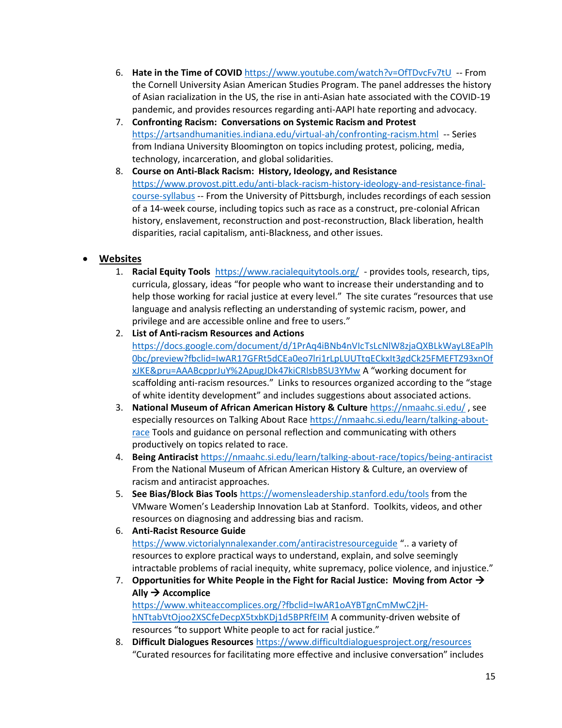6. **Hate in the Time of COVID** https://www.youtube.com/watch?v=OfTDvcFv7tU -- From the Cornell University Asian American Studies Program. The panel addresses the history of Asian racialization in the US, the rise in anti-Asian hate associated with the COVID-19 pandemic, and provides resources regarding anti-AAPI hate reporting and advocacy.
7. **Confronting Racism: Conversations on Systemic Racism and Protest** https://artsandhumanities.indiana.edu/virtual-ah/confronting-racism.html -- Series from Indiana University Bloomington on topics including protest, policing, media, technology, incarceration, and global solidarities.
8. **Course on Anti-Black Racism: History, Ideology, and Resistance** https://www.provost.pitt.edu/anti-black-racism-history-ideology-and-resistance-final-course-syllabus -- From the University of Pittsburgh, includes recordings of each session of a 14-week course, including topics such as race as a construct, pre-colonial African history, enslavement, reconstruction and post-reconstruction, Black liberation, health disparities, racial capitalism, anti-Blackness, and other issues.

- **<u>Websites</u>**
  1. **Racial Equity Tools** https://www.racialequitytools.org/ - provides tools, research, tips, curricula, glossary, ideas "for people who want to increase their understanding and to help those working for racial justice at every level." The site curates "resources that use language and analysis reflecting an understanding of systemic racism, power, and privilege and are accessible online and free to users."
  2. **List of Anti-racism Resources and Actions** https://docs.google.com/document/d/1PrAq4iBNb4nVIcTsLcNlW8zjaQXBLkWayL8EaPlh0bc/preview?fbclid=IwAR17GFRt5dCEa0eo7lri1rLpLUUTtqECkxIt3gdCk25FMEFTZ93xnOfxJKE&pru=AAABcpprJuY%2ApugJDk47kiCRlsbBSU3YMw A "working document for scaffolding anti-racism resources." Links to resources organized according to the "stage of white identity development" and includes suggestions about associated actions.
  3. **National Museum of African American History & Culture** https://nmaahc.si.edu/ , see especially resources on Talking About Race https://nmaahc.si.edu/learn/talking-about-race Tools and guidance on personal reflection and communicating with others productively on topics related to race.
  4. **Being Antiracist** https://nmaahc.si.edu/learn/talking-about-race/topics/being-antiracist From the National Museum of African American History & Culture, an overview of racism and antiracist approaches.
  5. **See Bias/Block Bias Tools** https://womensleadership.stanford.edu/tools from the VMware Women's Leadership Innovation Lab at Stanford. Toolkits, videos, and other resources on diagnosing and addressing bias and racism.
  6. **Anti-Racist Resource Guide** https://www.victorialynnalexander.com/antiracistresourceguide ".. a variety of resources to explore practical ways to understand, explain, and solve seemingly intractable problems of racial inequity, white supremacy, police violence, and injustice."
  7. **Opportunities for White People in the Fight for Racial Justice: Moving from Actor → Ally → Accomplice** https://www.whiteaccomplices.org/?fbclid=IwAR1oAYBTgnCmMwC2jH-hNTtabVtOjoo2XSCfeDecpX5txbKDj1d5BPRfEIM A community-driven website of resources "to support White people to act for racial justice."
  8. **Difficult Dialogues Resources** https://www.difficultdialoguesproject.org/resources "Curated resources for facilitating more effective and inclusive conversation" includes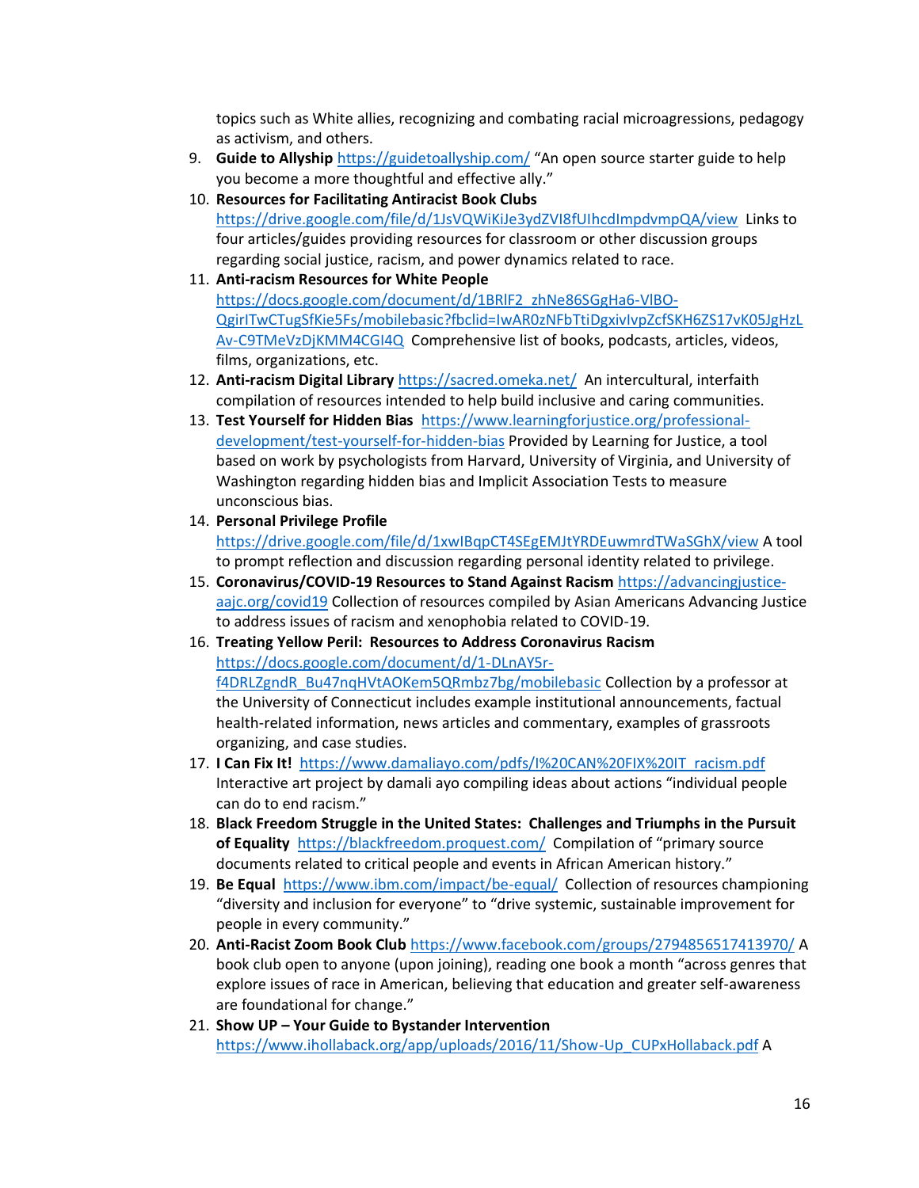topics such as White allies, recognizing and combating racial microagressions, pedagogy as activism, and others.

9. **Guide to Allyship** https://guidetoallyship.com/ "An open source starter guide to help you become a more thoughtful and effective ally."
10. **Resources for Facilitating Antiracist Book Clubs** https://drive.google.com/file/d/1JsVQWiKiJe3ydZVI8fUIhcdImpdvmpQA/view Links to four articles/guides providing resources for classroom or other discussion groups regarding social justice, racism, and power dynamics related to race.
11. **Anti-racism Resources for White People** https://docs.google.com/document/d/1BRlF2_zhNe86SGgHa6-VlBO-QgirITwCTugSfKie5Fs/mobilebasic?fbclid=IwAR0zNFbTtiDgxivIvpZcfSKH6ZS17vK05JgHzLAv-C9TMeVzDjKMM4CGI4Q Comprehensive list of books, podcasts, articles, videos, films, organizations, etc.
12. **Anti-racism Digital Library** https://sacred.omeka.net/ An intercultural, interfaith compilation of resources intended to help build inclusive and caring communities.
13. **Test Yourself for Hidden Bias** https://www.learningforjustice.org/professional-development/test-yourself-for-hidden-bias Provided by Learning for Justice, a tool based on work by psychologists from Harvard, University of Virginia, and University of Washington regarding hidden bias and Implicit Association Tests to measure unconscious bias.
14. **Personal Privilege Profile** https://drive.google.com/file/d/1xwIBqpCT4SEgEMJtYRDEuwmrdTWaSGhX/view A tool to prompt reflection and discussion regarding personal identity related to privilege.
15. **Coronavirus/COVID-19 Resources to Stand Against Racism** https://advancingjustice-aajc.org/covid19 Collection of resources compiled by Asian Americans Advancing Justice to address issues of racism and xenophobia related to COVID-19.
16. **Treating Yellow Peril: Resources to Address Coronavirus Racism** https://docs.google.com/document/d/1-DLnAY5r-f4DRLZgndR_Bu47nqHVtAOKem5QRmbz7bg/mobilebasic Collection by a professor at the University of Connecticut includes example institutional announcements, factual health-related information, news articles and commentary, examples of grassroots organizing, and case studies.
17. **I Can Fix It!** https://www.damaliayo.com/pdfs/I%20CAN%20FIX%20IT_racism.pdf Interactive art project by damali ayo compiling ideas about actions "individual people can do to end racism."
18. **Black Freedom Struggle in the United States: Challenges and Triumphs in the Pursuit of Equality** https://blackfreedom.proquest.com/ Compilation of "primary source documents related to critical people and events in African American history."
19. **Be Equal** https://www.ibm.com/impact/be-equal/ Collection of resources championing "diversity and inclusion for everyone" to "drive systemic, sustainable improvement for people in every community."
20. **Anti-Racist Zoom Book Club** https://www.facebook.com/groups/2794856517413970/ A book club open to anyone (upon joining), reading one book a month "across genres that explore issues of race in American, believing that education and greater self-awareness are foundational for change."
21. **Show UP – Your Guide to Bystander Intervention** https://www.ihollaback.org/app/uploads/2016/11/Show-Up_CUPxHollaback.pdf A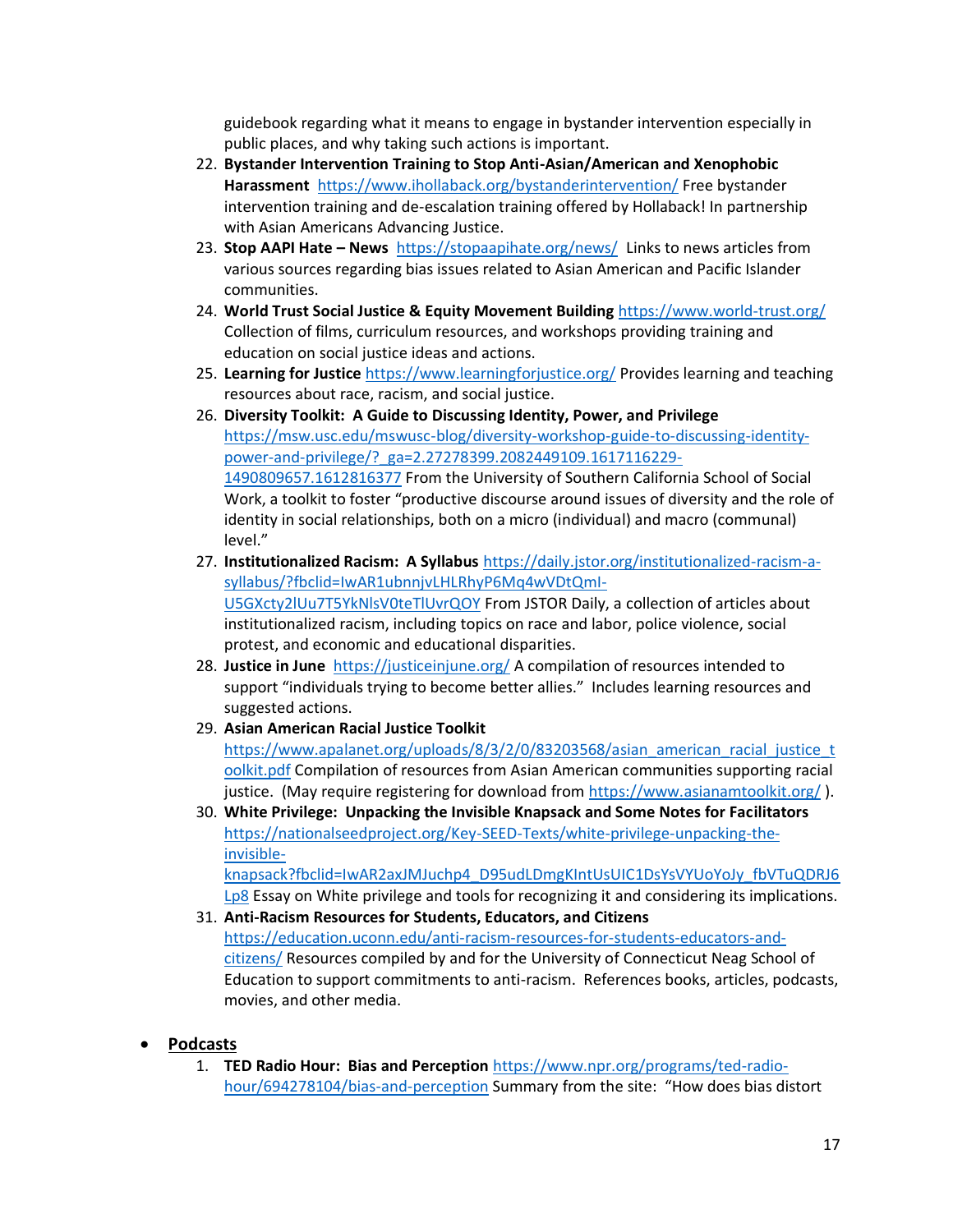guidebook regarding what it means to engage in bystander intervention especially in public places, and why taking such actions is important.

22. **Bystander Intervention Training to Stop Anti-Asian/American and Xenophobic Harassment** https://www.ihollaback.org/bystanderintervention/ Free bystander intervention training and de-escalation training offered by Hollaback! In partnership with Asian Americans Advancing Justice.
23. **Stop AAPI Hate – News** https://stopaapihate.org/news/ Links to news articles from various sources regarding bias issues related to Asian American and Pacific Islander communities.
24. **World Trust Social Justice & Equity Movement Building** https://www.world-trust.org/ Collection of films, curriculum resources, and workshops providing training and education on social justice ideas and actions.
25. **Learning for Justice** https://www.learningforjustice.org/ Provides learning and teaching resources about race, racism, and social justice.
26. **Diversity Toolkit: A Guide to Discussing Identity, Power, and Privilege** https://msw.usc.edu/mswusc-blog/diversity-workshop-guide-to-discussing-identity-power-and-privilege/?_ga=2.27278399.2082449109.1617116229-1490809657.1612816377 From the University of Southern California School of Social Work, a toolkit to foster "productive discourse around issues of diversity and the role of identity in social relationships, both on a micro (individual) and macro (communal) level."
27. **Institutionalized Racism: A Syllabus** https://daily.jstor.org/institutionalized-racism-a-syllabus/?fbclid=IwAR1ubnnjvLHLRhyP6Mq4wVDtQmI-U5GXcty2lUu7T5YkNlsV0teTlUvrQOY From JSTOR Daily, a collection of articles about institutionalized racism, including topics on race and labor, police violence, social protest, and economic and educational disparities.
28. **Justice in June** https://justiceinjune.org/ A compilation of resources intended to support "individuals trying to become better allies." Includes learning resources and suggested actions.
29. **Asian American Racial Justice Toolkit** https://www.apalanet.org/uploads/8/3/2/0/83203568/asian_american_racial_justice_toolkit.pdf Compilation of resources from Asian American communities supporting racial justice. (May require registering for download from https://www.asianamtoolkit.org/ ).
30. **White Privilege: Unpacking the Invisible Knapsack and Some Notes for Facilitators** https://nationalseedproject.org/Key-SEED-Texts/white-privilege-unpacking-the-invisible-knapsack?fbclid=IwAR2axJMJuchp4_D95udLDmgKIntUsUIC1DsYsVYUoYoJy_fbVTuQDRJ6Lp8 Essay on White privilege and tools for recognizing it and considering its implications.
31. **Anti-Racism Resources for Students, Educators, and Citizens** https://education.uconn.edu/anti-racism-resources-for-students-educators-and-citizens/ Resources compiled by and for the University of Connecticut Neag School of Education to support commitments to anti-racism. References books, articles, podcasts, movies, and other media.

- **Podcasts**
  1. **TED Radio Hour: Bias and Perception** https://www.npr.org/programs/ted-radio-hour/694278104/bias-and-perception Summary from the site: "How does bias distort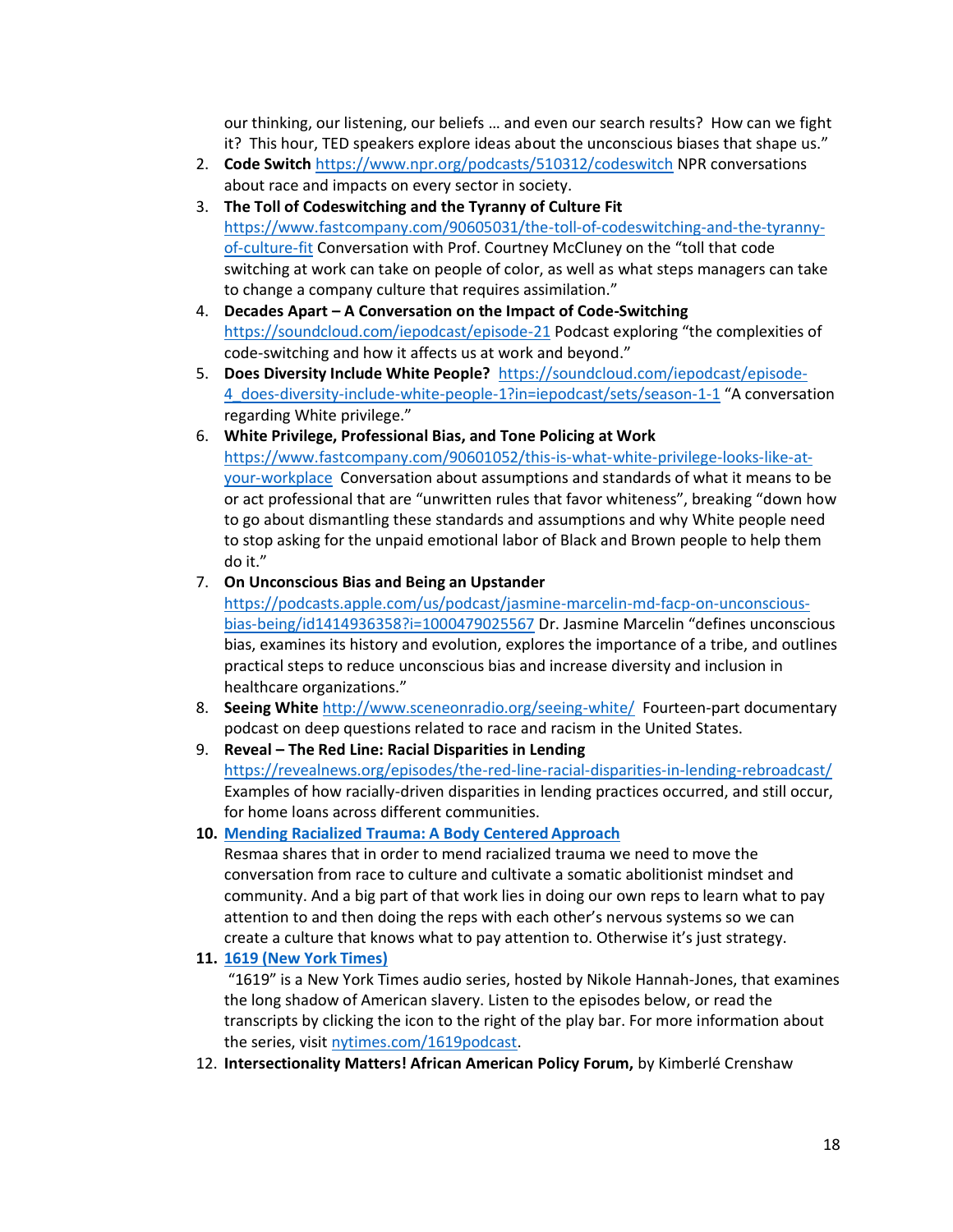our thinking, our listening, our beliefs … and even our search results? How can we fight it? This hour, TED speakers explore ideas about the unconscious biases that shape us."

2. **Code Switch** https://www.npr.org/podcasts/510312/codeswitch NPR conversations about race and impacts on every sector in society.
3. **The Toll of Codeswitching and the Tyranny of Culture Fit** https://www.fastcompany.com/90605031/the-toll-of-codeswitching-and-the-tyranny-of-culture-fit Conversation with Prof. Courtney McCluney on the "toll that code switching at work can take on people of color, as well as what steps managers can take to change a company culture that requires assimilation."
4. **Decades Apart – A Conversation on the Impact of Code-Switching** https://soundcloud.com/iepodcast/episode-21 Podcast exploring "the complexities of code-switching and how it affects us at work and beyond."
5. **Does Diversity Include White People?** https://soundcloud.com/iepodcast/episode-4_does-diversity-include-white-people-1?in=iepodcast/sets/season-1-1 "A conversation regarding White privilege."
6. **White Privilege, Professional Bias, and Tone Policing at Work** https://www.fastcompany.com/90601052/this-is-what-white-privilege-looks-like-at-your-workplace Conversation about assumptions and standards of what it means to be or act professional that are "unwritten rules that favor whiteness", breaking "down how to go about dismantling these standards and assumptions and why White people need to stop asking for the unpaid emotional labor of Black and Brown people to help them do it."
7. **On Unconscious Bias and Being an Upstander** https://podcasts.apple.com/us/podcast/jasmine-marcelin-md-facp-on-unconscious-bias-being/id1414936358?i=1000479025567 Dr. Jasmine Marcelin "defines unconscious bias, examines its history and evolution, explores the importance of a tribe, and outlines practical steps to reduce unconscious bias and increase diversity and inclusion in healthcare organizations."
8. **Seeing White** http://www.sceneonradio.org/seeing-white/ Fourteen-part documentary podcast on deep questions related to race and racism in the United States.
9. **Reveal – The Red Line: Racial Disparities in Lending** https://revealnews.org/episodes/the-red-line-racial-disparities-in-lending-rebroadcast/ Examples of how racially-driven disparities in lending practices occurred, and still occur, for home loans across different communities.
10. **Mending Racialized Trauma: A Body Centered Approach**
    Resmaa shares that in order to mend racialized trauma we need to move the conversation from race to culture and cultivate a somatic abolitionist mindset and community. And a big part of that work lies in doing our own reps to learn what to pay attention to and then doing the reps with each other's nervous systems so we can create a culture that knows what to pay attention to. Otherwise it's just strategy.
11. **1619 (New York Times)**
    "1619" is a New York Times audio series, hosted by Nikole Hannah-Jones, that examines the long shadow of American slavery. Listen to the episodes below, or read the transcripts by clicking the icon to the right of the play bar. For more information about the series, visit nytimes.com/1619podcast.
12. **Intersectionality Matters! African American Policy Forum,** by Kimberlé Crenshaw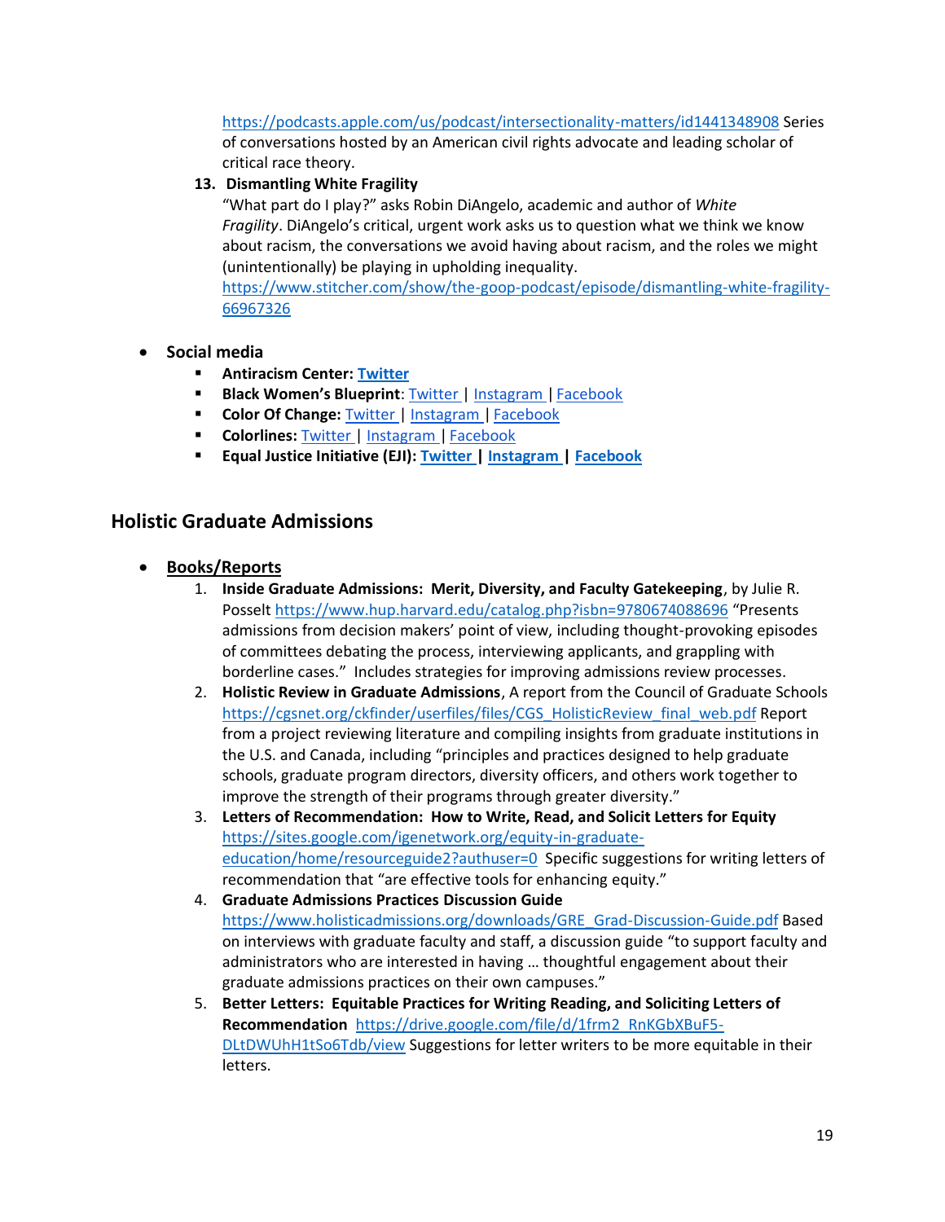https://podcasts.apple.com/us/podcast/intersectionality-matters/id1441348908 Series of conversations hosted by an American civil rights advocate and leading scholar of critical race theory.

13. **Dismantling White Fragility**
"What part do I play?" asks Robin DiAngelo, academic and author of *White Fragility*. DiAngelo's critical, urgent work asks us to question what we think we know about racism, the conversations we avoid having about racism, and the roles we might (unintentionally) be playing in upholding inequality.
https://www.stitcher.com/show/the-goop-podcast/episode/dismantling-white-fragility-66967326

- **Social media**
  - **Antiracism Center: Twitter**
  - **Black Women's Blueprint**: Twitter | Instagram | Facebook
  - **Color Of Change:** Twitter | Instagram | Facebook
  - **Colorlines:** Twitter | Instagram | Facebook
  - **Equal Justice Initiative (EJI): Twitter | Instagram | Facebook**

## Holistic Graduate Admissions

- **Books/Reports**
  1. **Inside Graduate Admissions: Merit, Diversity, and Faculty Gatekeeping**, by Julie R. Posselt https://www.hup.harvard.edu/catalog.php?isbn=9780674088696 "Presents admissions from decision makers' point of view, including thought-provoking episodes of committees debating the process, interviewing applicants, and grappling with borderline cases." Includes strategies for improving admissions review processes.
  2. **Holistic Review in Graduate Admissions**, A report from the Council of Graduate Schools https://cgsnet.org/ckfinder/userfiles/files/CGS_HolisticReview_final_web.pdf Report from a project reviewing literature and compiling insights from graduate institutions in the U.S. and Canada, including "principles and practices designed to help graduate schools, graduate program directors, diversity officers, and others work together to improve the strength of their programs through greater diversity."
  3. **Letters of Recommendation: How to Write, Read, and Solicit Letters for Equity** https://sites.google.com/igenetwork.org/equity-in-graduate-education/home/resourceguide2?authuser=0 Specific suggestions for writing letters of recommendation that "are effective tools for enhancing equity."
  4. **Graduate Admissions Practices Discussion Guide** https://www.holisticadmissions.org/downloads/GRE_Grad-Discussion-Guide.pdf Based on interviews with graduate faculty and staff, a discussion guide "to support faculty and administrators who are interested in having … thoughtful engagement about their graduate admissions practices on their own campuses."
  5. **Better Letters: Equitable Practices for Writing Reading, and Soliciting Letters of Recommendation** https://drive.google.com/file/d/1frm2_RnKGbXBuF5-DLtDWUhH1tSo6Tdb/view Suggestions for letter writers to be more equitable in their letters.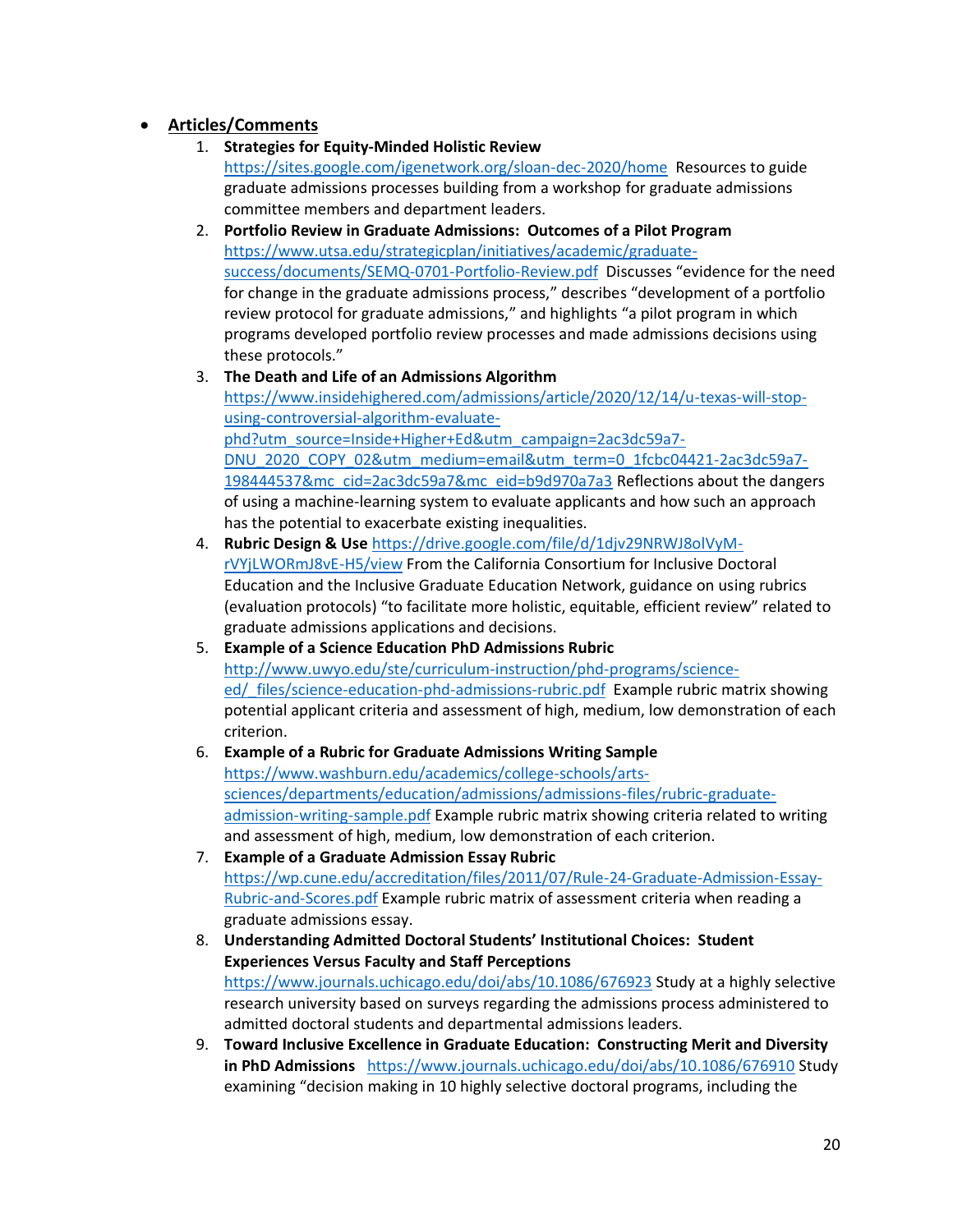- **Articles/Comments**
  1. **Strategies for Equity-Minded Holistic Review** https://sites.google.com/igenetwork.org/sloan-dec-2020/home Resources to guide graduate admissions processes building from a workshop for graduate admissions committee members and department leaders.
  2. **Portfolio Review in Graduate Admissions: Outcomes of a Pilot Program** https://www.utsa.edu/strategicplan/initiatives/academic/graduate-success/documents/SEMQ-0701-Portfolio-Review.pdf Discusses "evidence for the need for change in the graduate admissions process," describes "development of a portfolio review protocol for graduate admissions," and highlights "a pilot program in which programs developed portfolio review processes and made admissions decisions using these protocols."
  3. **The Death and Life of an Admissions Algorithm** https://www.insidehighered.com/admissions/article/2020/12/14/u-texas-will-stop-using-controversial-algorithm-evaluate-phd?utm_source=Inside+Higher+Ed&utm_campaign=2ac3dc59a7-DNU_2020_COPY_02&utm_medium=email&utm_term=0_1fcbc04421-2ac3dc59a7-198444537&mc_cid=2ac3dc59a7&mc_eid=b9d970a7a3 Reflections about the dangers of using a machine-learning system to evaluate applicants and how such an approach has the potential to exacerbate existing inequalities.
  4. **Rubric Design & Use** https://drive.google.com/file/d/1djv29NRWJ8olVyM-rVYjLWORmJ8vE-H5/view From the California Consortium for Inclusive Doctoral Education and the Inclusive Graduate Education Network, guidance on using rubrics (evaluation protocols) "to facilitate more holistic, equitable, efficient review" related to graduate admissions applications and decisions.
  5. **Example of a Science Education PhD Admissions Rubric** http://www.uwyo.edu/ste/curriculum-instruction/phd-programs/science-ed/_files/science-education-phd-admissions-rubric.pdf Example rubric matrix showing potential applicant criteria and assessment of high, medium, low demonstration of each criterion.
  6. **Example of a Rubric for Graduate Admissions Writing Sample** https://www.washburn.edu/academics/college-schools/arts-sciences/departments/education/admissions/admissions-files/rubric-graduate-admission-writing-sample.pdf Example rubric matrix showing criteria related to writing and assessment of high, medium, low demonstration of each criterion.
  7. **Example of a Graduate Admission Essay Rubric** https://wp.cune.edu/accreditation/files/2011/07/Rule-24-Graduate-Admission-Essay-Rubric-and-Scores.pdf Example rubric matrix of assessment criteria when reading a graduate admissions essay.
  8. **Understanding Admitted Doctoral Students' Institutional Choices: Student Experiences Versus Faculty and Staff Perceptions** https://www.journals.uchicago.edu/doi/abs/10.1086/676923 Study at a highly selective research university based on surveys regarding the admissions process administered to admitted doctoral students and departmental admissions leaders.
  9. **Toward Inclusive Excellence in Graduate Education: Constructing Merit and Diversity in PhD Admissions** https://www.journals.uchicago.edu/doi/abs/10.1086/676910 Study examining "decision making in 10 highly selective doctoral programs, including the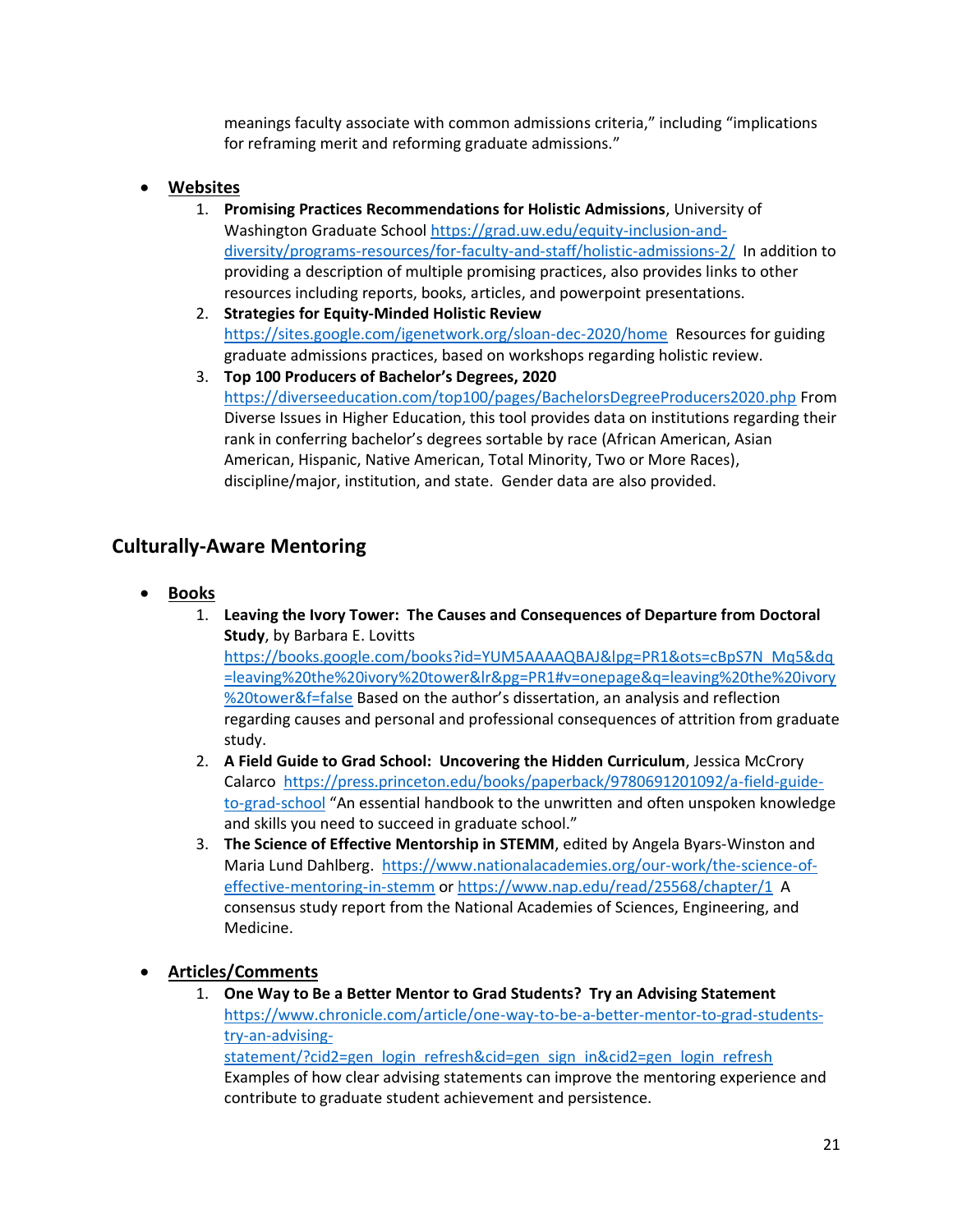meanings faculty associate with common admissions criteria," including "implications for reframing merit and reforming graduate admissions."

- **Websites**
  1. **Promising Practices Recommendations for Holistic Admissions**, University of Washington Graduate School https://grad.uw.edu/equity-inclusion-and-diversity/programs-resources/for-faculty-and-staff/holistic-admissions-2/ In addition to providing a description of multiple promising practices, also provides links to other resources including reports, books, articles, and powerpoint presentations.
  2. **Strategies for Equity-Minded Holistic Review** https://sites.google.com/igenetwork.org/sloan-dec-2020/home Resources for guiding graduate admissions practices, based on workshops regarding holistic review.
  3. **Top 100 Producers of Bachelor's Degrees, 2020** https://diverseeducation.com/top100/pages/BachelorsDegreeProducers2020.php From Diverse Issues in Higher Education, this tool provides data on institutions regarding their rank in conferring bachelor's degrees sortable by race (African American, Asian American, Hispanic, Native American, Total Minority, Two or More Races), discipline/major, institution, and state. Gender data are also provided.

## Culturally-Aware Mentoring

- **Books**
  1. **Leaving the Ivory Tower: The Causes and Consequences of Departure from Doctoral Study**, by Barbara E. Lovitts https://books.google.com/books?id=YUM5AAAAQBAJ&lpg=PR1&ots=cBpS7N_Mq5&dq=leaving%20the%20ivory%20tower&lr&pg=PR1#v=onepage&q=leaving%20the%20ivory%20tower&f=false Based on the author's dissertation, an analysis and reflection regarding causes and personal and professional consequences of attrition from graduate study.
  2. **A Field Guide to Grad School: Uncovering the Hidden Curriculum**, Jessica McCrory Calarco https://press.princeton.edu/books/paperback/9780691201092/a-field-guide-to-grad-school "An essential handbook to the unwritten and often unspoken knowledge and skills you need to succeed in graduate school."
  3. **The Science of Effective Mentorship in STEMM**, edited by Angela Byars-Winston and Maria Lund Dahlberg. https://www.nationalacademies.org/our-work/the-science-of-effective-mentoring-in-stemm or https://www.nap.edu/read/25568/chapter/1 A consensus study report from the National Academies of Sciences, Engineering, and Medicine.

- **Articles/Comments**
  1. **One Way to Be a Better Mentor to Grad Students? Try an Advising Statement** https://www.chronicle.com/article/one-way-to-be-a-better-mentor-to-grad-students-try-an-advising-statement/?cid2=gen_login_refresh&cid=gen_sign_in&cid2=gen_login_refresh Examples of how clear advising statements can improve the mentoring experience and contribute to graduate student achievement and persistence.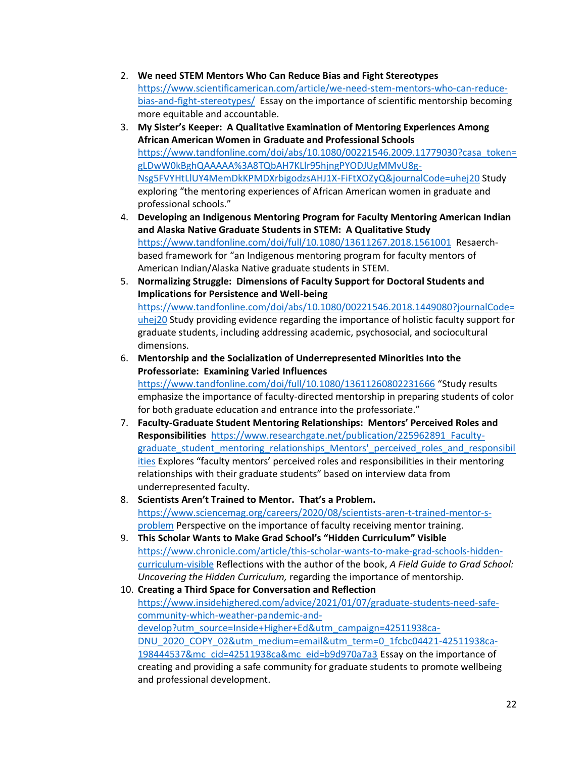2. **We need STEM Mentors Who Can Reduce Bias and Fight Stereotypes** https://www.scientificamerican.com/article/we-need-stem-mentors-who-can-reduce-bias-and-fight-stereotypes/ Essay on the importance of scientific mentorship becoming more equitable and accountable.
3. **My Sister's Keeper: A Qualitative Examination of Mentoring Experiences Among African American Women in Graduate and Professional Schools** https://www.tandfonline.com/doi/abs/10.1080/00221546.2009.11779030?casa_token=gLDwW0kBghQAAAAA%3A8TQbAH7KLlr95hjngPYODJUgMMvU8g-Nsg5FVYHtLlUY4MemDkKPMDXrbigodzsAHJ1X-FiFtXOZyQ&journalCode=uhej20 Study exploring "the mentoring experiences of African American women in graduate and professional schools."
4. **Developing an Indigenous Mentoring Program for Faculty Mentoring American Indian and Alaska Native Graduate Students in STEM: A Qualitative Study** https://www.tandfonline.com/doi/full/10.1080/13611267.2018.1561001 Resaerch-based framework for "an Indigenous mentoring program for faculty mentors of American Indian/Alaska Native graduate students in STEM.
5. **Normalizing Struggle: Dimensions of Faculty Support for Doctoral Students and Implications for Persistence and Well-being** https://www.tandfonline.com/doi/abs/10.1080/00221546.2018.1449080?journalCode=uhej20 Study providing evidence regarding the importance of holistic faculty support for graduate students, including addressing academic, psychosocial, and sociocultural dimensions.
6. **Mentorship and the Socialization of Underrepresented Minorities Into the Professoriate: Examining Varied Influences** https://www.tandfonline.com/doi/full/10.1080/13611260802231666 "Study results emphasize the importance of faculty-directed mentorship in preparing students of color for both graduate education and entrance into the professoriate."
7. **Faculty-Graduate Student Mentoring Relationships: Mentors' Perceived Roles and Responsibilities** https://www.researchgate.net/publication/225962891_Faculty-graduate_student_mentoring_relationships_Mentors'_perceived_roles_and_responsibilities Explores "faculty mentors' perceived roles and responsibilities in their mentoring relationships with their graduate students" based on interview data from underrepresented faculty.
8. **Scientists Aren't Trained to Mentor. That's a Problem.** https://www.sciencemag.org/careers/2020/08/scientists-aren-t-trained-mentor-s-problem Perspective on the importance of faculty receiving mentor training.
9. **This Scholar Wants to Make Grad School's "Hidden Curriculum" Visible** https://www.chronicle.com/article/this-scholar-wants-to-make-grad-schools-hidden-curriculum-visible Reflections with the author of the book, *A Field Guide to Grad School: Uncovering the Hidden Curriculum,* regarding the importance of mentorship.
10. **Creating a Third Space for Conversation and Reflection** https://www.insidehighered.com/advice/2021/01/07/graduate-students-need-safe-community-which-weather-pandemic-and-develop?utm_source=Inside+Higher+Ed&utm_campaign=42511938ca-DNU_2020_COPY_02&utm_medium=email&utm_term=0_1fcbc04421-42511938ca-198444537&mc_cid=42511938ca&mc_eid=b9d970a7a3 Essay on the importance of creating and providing a safe community for graduate students to promote wellbeing and professional development.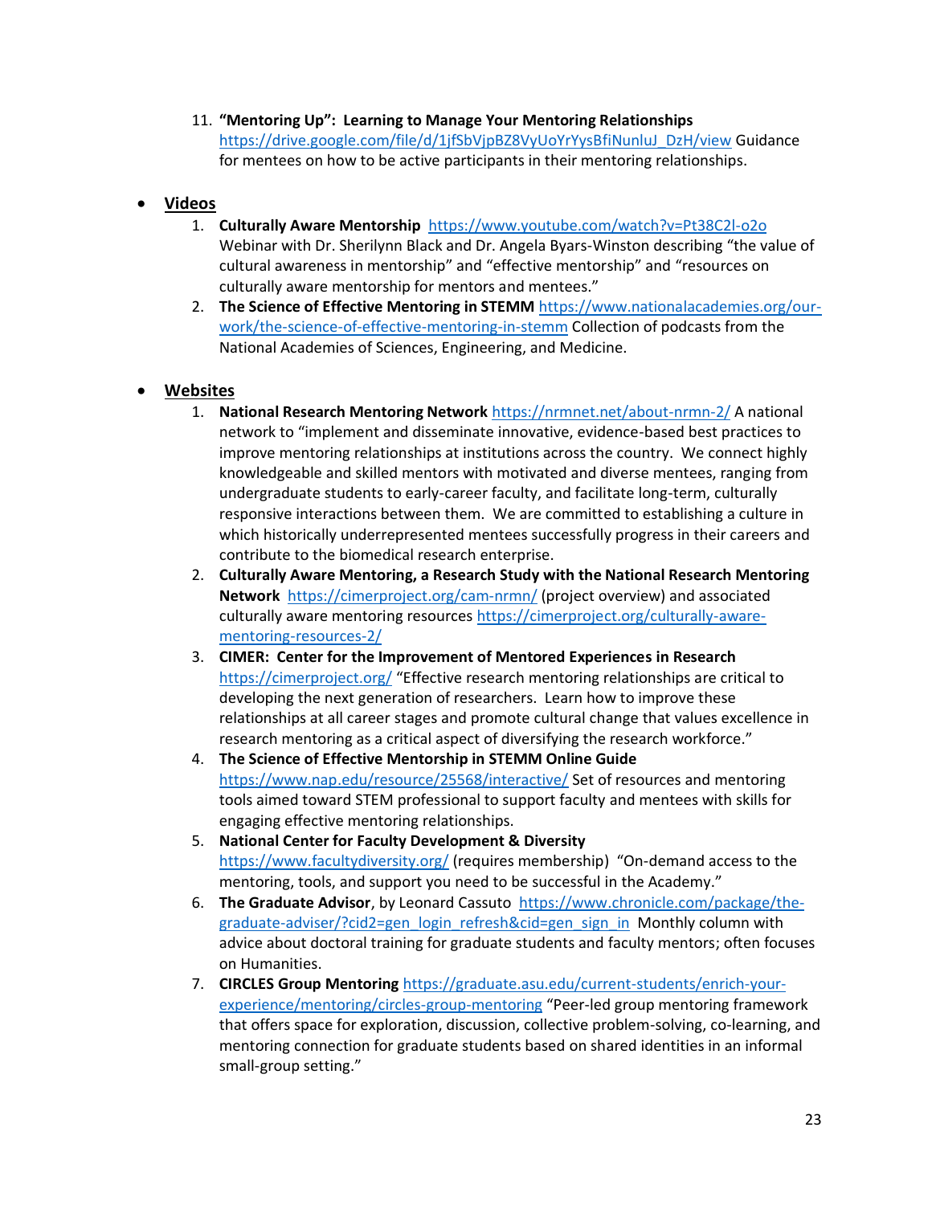11. **“Mentoring Up”: Learning to Manage Your Mentoring Relationships** https://drive.google.com/file/d/1jfSbVjpBZ8VyUoYrYysBfiNunluJ_DzH/view Guidance for mentees on how to be active participants in their mentoring relationships.

- **Videos**
    1. **Culturally Aware Mentorship** https://www.youtube.com/watch?v=Pt38C2l-o2o Webinar with Dr. Sherilynn Black and Dr. Angela Byars-Winston describing “the value of cultural awareness in mentorship” and “effective mentorship” and “resources on culturally aware mentorship for mentors and mentees.”
    2. **The Science of Effective Mentoring in STEMM** https://www.nationalacademies.org/our-work/the-science-of-effective-mentoring-in-stemm Collection of podcasts from the National Academies of Sciences, Engineering, and Medicine.

- **Websites**
    1. **National Research Mentoring Network** https://nrmnet.net/about-nrmn-2/ A national network to “implement and disseminate innovative, evidence-based best practices to improve mentoring relationships at institutions across the country. We connect highly knowledgeable and skilled mentors with motivated and diverse mentees, ranging from undergraduate students to early-career faculty, and facilitate long-term, culturally responsive interactions between them. We are committed to establishing a culture in which historically underrepresented mentees successfully progress in their careers and contribute to the biomedical research enterprise.
    2. **Culturally Aware Mentoring, a Research Study with the National Research Mentoring Network** https://cimerproject.org/cam-nrmn/ (project overview) and associated culturally aware mentoring resources https://cimerproject.org/culturally-aware-mentoring-resources-2/
    3. **CIMER: Center for the Improvement of Mentored Experiences in Research** https://cimerproject.org/ “Effective research mentoring relationships are critical to developing the next generation of researchers. Learn how to improve these relationships at all career stages and promote cultural change that values excellence in research mentoring as a critical aspect of diversifying the research workforce.”
    4. **The Science of Effective Mentorship in STEMM Online Guide** https://www.nap.edu/resource/25568/interactive/ Set of resources and mentoring tools aimed toward STEM professional to support faculty and mentees with skills for engaging effective mentoring relationships.
    5. **National Center for Faculty Development & Diversity** https://www.facultydiversity.org/ (requires membership) “On-demand access to the mentoring, tools, and support you need to be successful in the Academy.”
    6. **The Graduate Advisor**, by Leonard Cassuto https://www.chronicle.com/package/the-graduate-adviser/?cid2=gen_login_refresh&cid=gen_sign_in Monthly column with advice about doctoral training for graduate students and faculty mentors; often focuses on Humanities.
    7. **CIRCLES Group Mentoring** https://graduate.asu.edu/current-students/enrich-your-experience/mentoring/circles-group-mentoring “Peer-led group mentoring framework that offers space for exploration, discussion, collective problem-solving, co-learning, and mentoring connection for graduate students based on shared identities in an informal small-group setting.”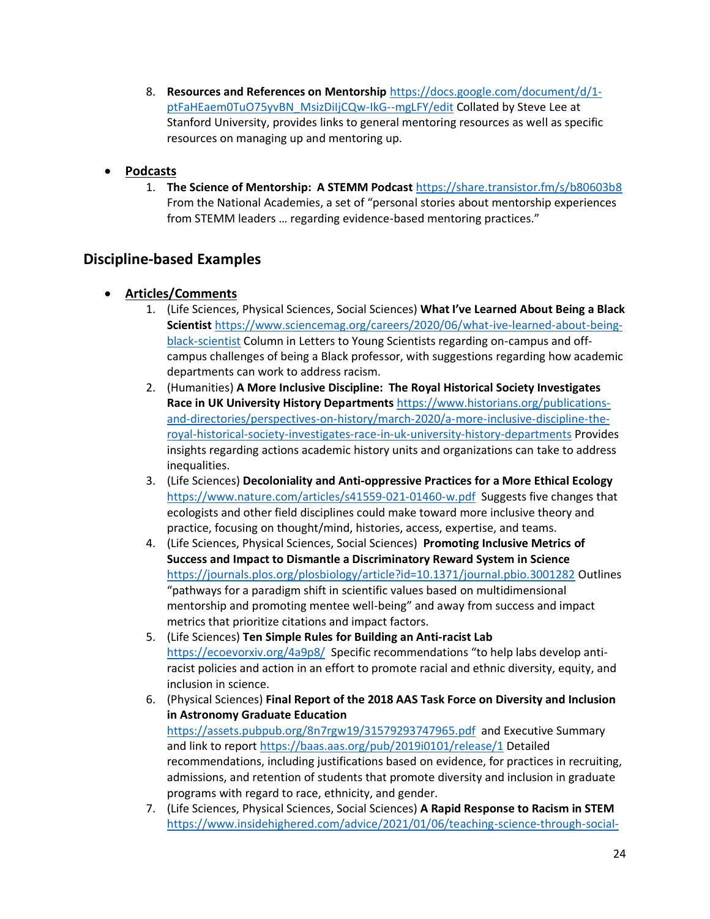8. **Resources and References on Mentorship** https://docs.google.com/document/d/1-ptFaHEaem0TuO75yvBN_MsizDiIjCQw-IkG--mgLFY/edit Collated by Steve Lee at Stanford University, provides links to general mentoring resources as well as specific resources on managing up and mentoring up.

- **Podcasts**
  1. **The Science of Mentorship: A STEMM Podcast** https://share.transistor.fm/s/b80603b8 From the National Academies, a set of "personal stories about mentorship experiences from STEMM leaders … regarding evidence-based mentoring practices."

## Discipline-based Examples

- **Articles/Comments**
  1. (Life Sciences, Physical Sciences, Social Sciences) **What I've Learned About Being a Black Scientist** https://www.sciencemag.org/careers/2020/06/what-ive-learned-about-being-black-scientist Column in Letters to Young Scientists regarding on-campus and off-campus challenges of being a Black professor, with suggestions regarding how academic departments can work to address racism.
  2. (Humanities) **A More Inclusive Discipline: The Royal Historical Society Investigates Race in UK University History Departments** https://www.historians.org/publications-and-directories/perspectives-on-history/march-2020/a-more-inclusive-discipline-the-royal-historical-society-investigates-race-in-uk-university-history-departments Provides insights regarding actions academic history units and organizations can take to address inequalities.
  3. (Life Sciences) **Decoloniality and Anti-oppressive Practices for a More Ethical Ecology** https://www.nature.com/articles/s41559-021-01460-w.pdf Suggests five changes that ecologists and other field disciplines could make toward more inclusive theory and practice, focusing on thought/mind, histories, access, expertise, and teams.
  4. (Life Sciences, Physical Sciences, Social Sciences) **Promoting Inclusive Metrics of Success and Impact to Dismantle a Discriminatory Reward System in Science** https://journals.plos.org/plosbiology/article?id=10.1371/journal.pbio.3001282 Outlines "pathways for a paradigm shift in scientific values based on multidimensional mentorship and promoting mentee well-being" and away from success and impact metrics that prioritize citations and impact factors.
  5. (Life Sciences) **Ten Simple Rules for Building an Anti-racist Lab** https://ecoevorxiv.org/4a9p8/ Specific recommendations "to help labs develop anti-racist policies and action in an effort to promote racial and ethnic diversity, equity, and inclusion in science.
  6. (Physical Sciences) **Final Report of the 2018 AAS Task Force on Diversity and Inclusion in Astronomy Graduate Education** https://assets.pubpub.org/8n7rgw19/31579293747965.pdf and Executive Summary and link to report https://baas.aas.org/pub/2019i0101/release/1 Detailed recommendations, including justifications based on evidence, for practices in recruiting, admissions, and retention of students that promote diversity and inclusion in graduate programs with regard to race, ethnicity, and gender.
  7. (Life Sciences, Physical Sciences, Social Sciences) **A Rapid Response to Racism in STEM** https://www.insidehighered.com/advice/2021/01/06/teaching-science-through-social-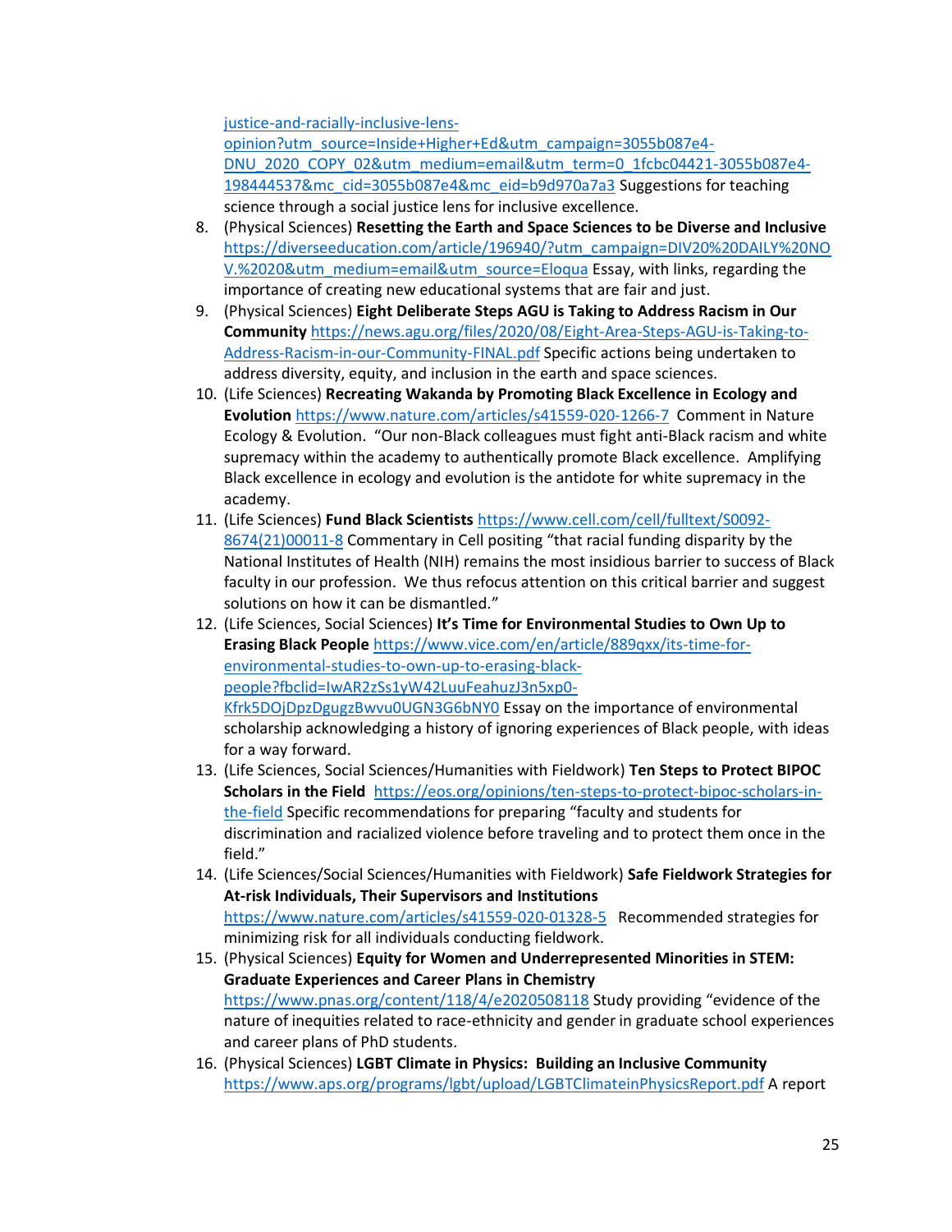justice-and-racially-inclusive-lens-opinion?utm_source=Inside+Higher+Ed&utm_campaign=3055b087e4-DNU_2020_COPY_02&utm_medium=email&utm_term=0_1fcbc04421-3055b087e4-198444537&mc_cid=3055b087e4&mc_eid=b9d970a7a3 Suggestions for teaching science through a social justice lens for inclusive excellence.

8. (Physical Sciences) **Resetting the Earth and Space Sciences to be Diverse and Inclusive** https://diverseeducation.com/article/196940/?utm_campaign=DIV20%20DAILY%20NOV.%2020&utm_medium=email&utm_source=Eloqua Essay, with links, regarding the importance of creating new educational systems that are fair and just.
9. (Physical Sciences) **Eight Deliberate Steps AGU is Taking to Address Racism in Our Community** https://news.agu.org/files/2020/08/Eight-Area-Steps-AGU-is-Taking-to-Address-Racism-in-our-Community-FINAL.pdf Specific actions being undertaken to address diversity, equity, and inclusion in the earth and space sciences.
10. (Life Sciences) **Recreating Wakanda by Promoting Black Excellence in Ecology and Evolution** https://www.nature.com/articles/s41559-020-1266-7 Comment in Nature Ecology & Evolution. "Our non-Black colleagues must fight anti-Black racism and white supremacy within the academy to authentically promote Black excellence. Amplifying Black excellence in ecology and evolution is the antidote for white supremacy in the academy.
11. (Life Sciences) **Fund Black Scientists** https://www.cell.com/cell/fulltext/S0092-8674(21)00011-8 Commentary in Cell positing "that racial funding disparity by the National Institutes of Health (NIH) remains the most insidious barrier to success of Black faculty in our profession. We thus refocus attention on this critical barrier and suggest solutions on how it can be dismantled."
12. (Life Sciences, Social Sciences) **It's Time for Environmental Studies to Own Up to Erasing Black People** https://www.vice.com/en/article/889qxx/its-time-for-environmental-studies-to-own-up-to-erasing-black-people?fbclid=IwAR2zSs1yW42LuuFeahuzJ3n5xp0-Kfrk5DOjDpzDgugzBwvu0UGN3G6bNY0 Essay on the importance of environmental scholarship acknowledging a history of ignoring experiences of Black people, with ideas for a way forward.
13. (Life Sciences, Social Sciences/Humanities with Fieldwork) **Ten Steps to Protect BIPOC Scholars in the Field** https://eos.org/opinions/ten-steps-to-protect-bipoc-scholars-in-the-field Specific recommendations for preparing "faculty and students for discrimination and racialized violence before traveling and to protect them once in the field."
14. (Life Sciences/Social Sciences/Humanities with Fieldwork) **Safe Fieldwork Strategies for At-risk Individuals, Their Supervisors and Institutions** https://www.nature.com/articles/s41559-020-01328-5 Recommended strategies for minimizing risk for all individuals conducting fieldwork.
15. (Physical Sciences) **Equity for Women and Underrepresented Minorities in STEM: Graduate Experiences and Career Plans in Chemistry** https://www.pnas.org/content/118/4/e2020508118 Study providing "evidence of the nature of inequities related to race-ethnicity and gender in graduate school experiences and career plans of PhD students.
16. (Physical Sciences) **LGBT Climate in Physics: Building an Inclusive Community** https://www.aps.org/programs/lgbt/upload/LGBTClimateinPhysicsReport.pdf A report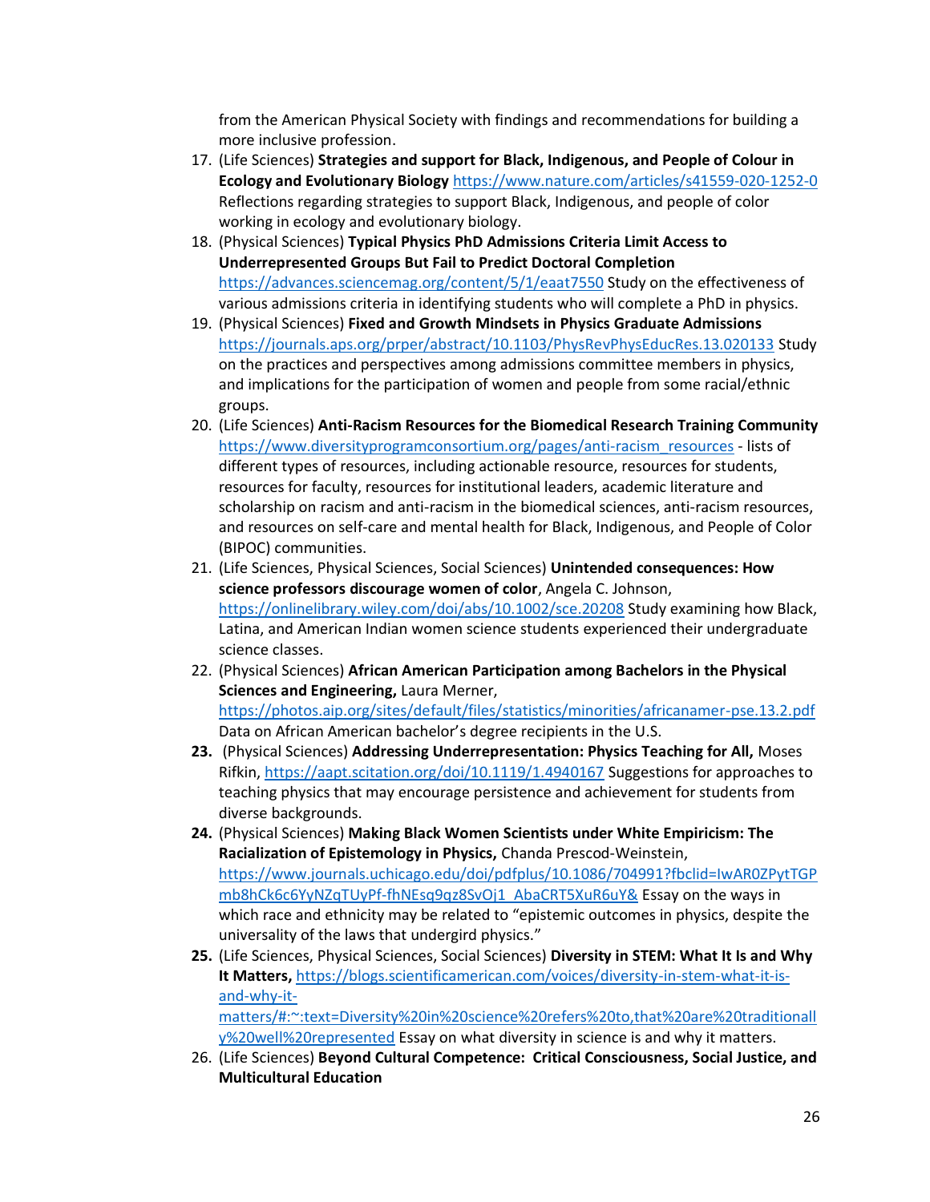from the American Physical Society with findings and recommendations for building a more inclusive profession.

17. (Life Sciences) **Strategies and support for Black, Indigenous, and People of Colour in Ecology and Evolutionary Biology** https://www.nature.com/articles/s41559-020-1252-0 Reflections regarding strategies to support Black, Indigenous, and people of color working in ecology and evolutionary biology.
18. (Physical Sciences) **Typical Physics PhD Admissions Criteria Limit Access to Underrepresented Groups But Fail to Predict Doctoral Completion** https://advances.sciencemag.org/content/5/1/eaat7550 Study on the effectiveness of various admissions criteria in identifying students who will complete a PhD in physics.
19. (Physical Sciences) **Fixed and Growth Mindsets in Physics Graduate Admissions** https://journals.aps.org/prper/abstract/10.1103/PhysRevPhysEducRes.13.020133 Study on the practices and perspectives among admissions committee members in physics, and implications for the participation of women and people from some racial/ethnic groups.
20. (Life Sciences) **Anti-Racism Resources for the Biomedical Research Training Community** https://www.diversityprogramconsortium.org/pages/anti-racism_resources - lists of different types of resources, including actionable resource, resources for students, resources for faculty, resources for institutional leaders, academic literature and scholarship on racism and anti-racism in the biomedical sciences, anti-racism resources, and resources on self-care and mental health for Black, Indigenous, and People of Color (BIPOC) communities.
21. (Life Sciences, Physical Sciences, Social Sciences) **Unintended consequences: How science professors discourage women of color**, Angela C. Johnson, https://onlinelibrary.wiley.com/doi/abs/10.1002/sce.20208 Study examining how Black, Latina, and American Indian women science students experienced their undergraduate science classes.
22. (Physical Sciences) **African American Participation among Bachelors in the Physical Sciences and Engineering,** Laura Merner, https://photos.aip.org/sites/default/files/statistics/minorities/africanamer-pse.13.2.pdf Data on African American bachelor's degree recipients in the U.S.
23. (Physical Sciences) **Addressing Underrepresentation: Physics Teaching for All,** Moses Rifkin, https://aapt.scitation.org/doi/10.1119/1.4940167 Suggestions for approaches to teaching physics that may encourage persistence and achievement for students from diverse backgrounds.
24. (Physical Sciences) **Making Black Women Scientists under White Empiricism: The Racialization of Epistemology in Physics,** Chanda Prescod-Weinstein, https://www.journals.uchicago.edu/doi/pdfplus/10.1086/704991?fbclid=IwAR0ZPytTGPmb8hCk6c6YyNZqTUyPf-fhNEsq9qz8SvOj1_AbaCRT5XuR6uY& Essay on the ways in which race and ethnicity may be related to "epistemic outcomes in physics, despite the universality of the laws that undergird physics."
25. (Life Sciences, Physical Sciences, Social Sciences) **Diversity in STEM: What It Is and Why It Matters,** https://blogs.scientificamerican.com/voices/diversity-in-stem-what-it-is-and-why-it-matters/#:~:text=Diversity%20in%20science%20refers%20to,that%20are%20traditionally%20well%20represented Essay on what diversity in science is and why it matters.
26. (Life Sciences) **Beyond Cultural Competence: Critical Consciousness, Social Justice, and Multicultural Education**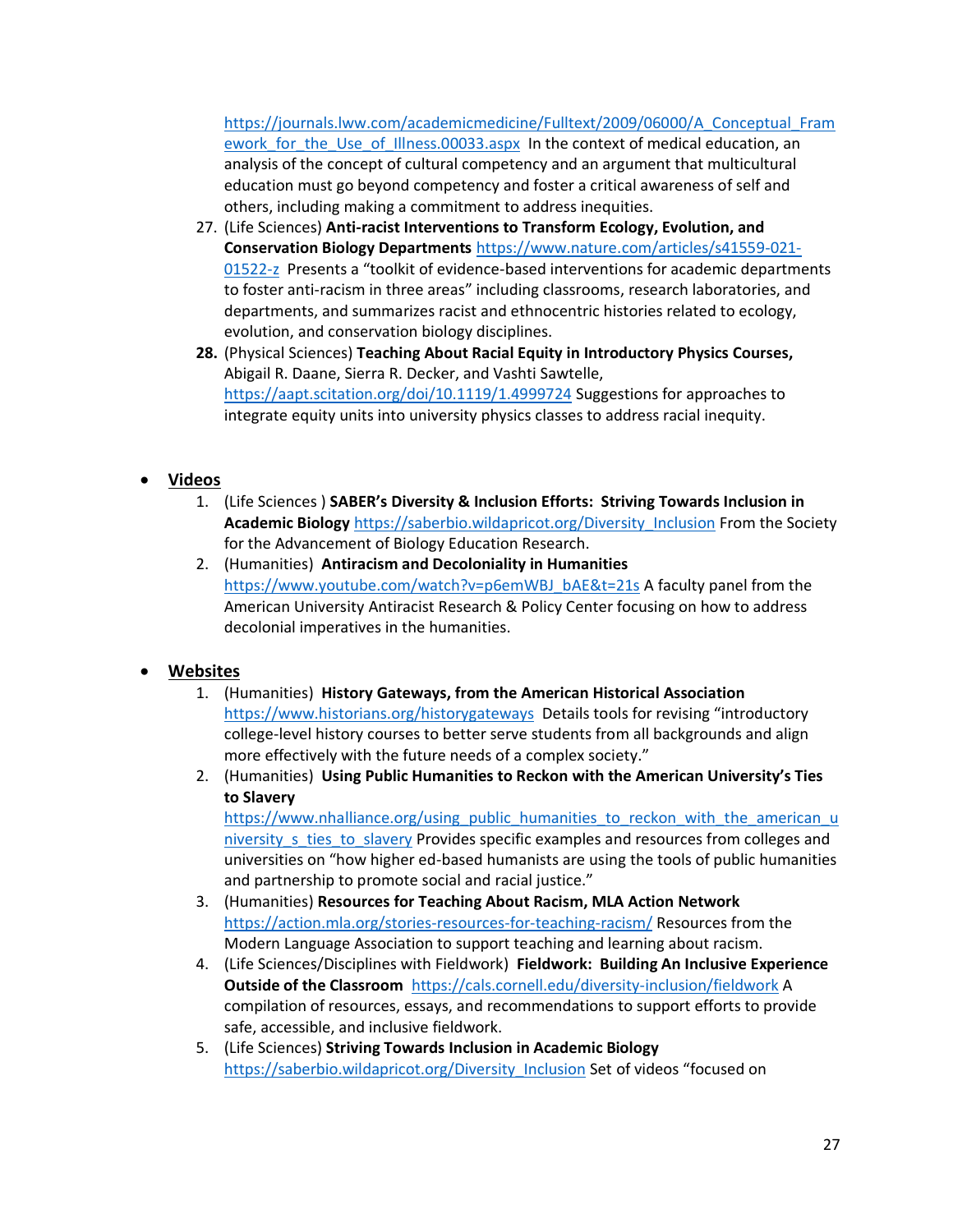https://journals.lww.com/academicmedicine/Fulltext/2009/06000/A_Conceptual_Framework_for_the_Use_of_Illness.00033.aspx In the context of medical education, an analysis of the concept of cultural competency and an argument that multicultural education must go beyond competency and foster a critical awareness of self and others, including making a commitment to address inequities.

27. (Life Sciences) **Anti-racist Interventions to Transform Ecology, Evolution, and Conservation Biology Departments** https://www.nature.com/articles/s41559-021-01522-z Presents a "toolkit of evidence-based interventions for academic departments to foster anti-racism in three areas" including classrooms, research laboratories, and departments, and summarizes racist and ethnocentric histories related to ecology, evolution, and conservation biology disciplines.
28. (Physical Sciences) **Teaching About Racial Equity in Introductory Physics Courses,** Abigail R. Daane, Sierra R. Decker, and Vashti Sawtelle, https://aapt.scitation.org/doi/10.1119/1.4999724 Suggestions for approaches to integrate equity units into university physics classes to address racial inequity.

- **Videos**
  1. (Life Sciences ) **SABER's Diversity & Inclusion Efforts: Striving Towards Inclusion in Academic Biology** https://saberbio.wildapricot.org/Diversity_Inclusion From the Society for the Advancement of Biology Education Research.
  2. (Humanities) **Antiracism and Decoloniality in Humanities** https://www.youtube.com/watch?v=p6emWBJ_bAE&t=21s A faculty panel from the American University Antiracist Research & Policy Center focusing on how to address decolonial imperatives in the humanities.

- **Websites**
  1. (Humanities) **History Gateways, from the American Historical Association** https://www.historians.org/historygateways Details tools for revising "introductory college-level history courses to better serve students from all backgrounds and align more effectively with the future needs of a complex society."
  2. (Humanities) **Using Public Humanities to Reckon with the American University's Ties to Slavery** https://www.nhalliance.org/using_public_humanities_to_reckon_with_the_american_university_s_ties_to_slavery Provides specific examples and resources from colleges and universities on "how higher ed-based humanists are using the tools of public humanities and partnership to promote social and racial justice."
  3. (Humanities) **Resources for Teaching About Racism, MLA Action Network** https://action.mla.org/stories-resources-for-teaching-racism/ Resources from the Modern Language Association to support teaching and learning about racism.
  4. (Life Sciences/Disciplines with Fieldwork) **Fieldwork: Building An Inclusive Experience Outside of the Classroom** https://cals.cornell.edu/diversity-inclusion/fieldwork A compilation of resources, essays, and recommendations to support efforts to provide safe, accessible, and inclusive fieldwork.
  5. (Life Sciences) **Striving Towards Inclusion in Academic Biology** https://saberbio.wildapricot.org/Diversity_Inclusion Set of videos "focused on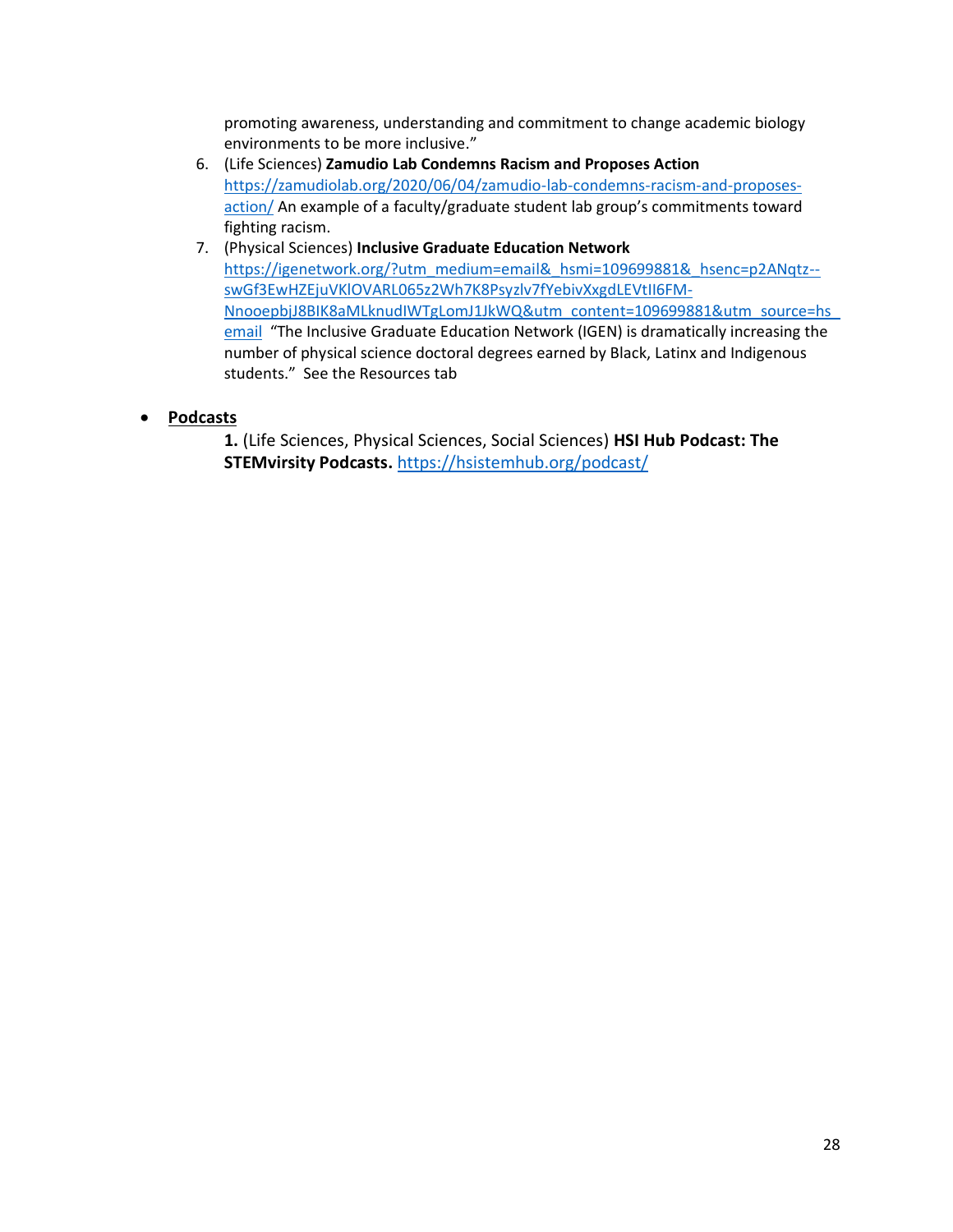promoting awareness, understanding and commitment to change academic biology environments to be more inclusive."

6. (Life Sciences) **Zamudio Lab Condemns Racism and Proposes Action** https://zamudiolab.org/2020/06/04/zamudio-lab-condemns-racism-and-proposes-action/ An example of a faculty/graduate student lab group's commitments toward fighting racism.
7. (Physical Sciences) **Inclusive Graduate Education Network** https://igenetwork.org/?utm_medium=email&_hsmi=109699881&_hsenc=p2ANqtz--swGf3EwHZEjuVKlOVARL065z2Wh7K8Psyzlv7fYebivXxgdLEVtII6FM-NnooepbjJ8BIK8aMLknudIWTgLomJ1JkWQ&utm_content=109699881&utm_source=hs_email "The Inclusive Graduate Education Network (IGEN) is dramatically increasing the number of physical science doctoral degrees earned by Black, Latinx and Indigenous students." See the Resources tab

- **Podcasts**

  **1.** (Life Sciences, Physical Sciences, Social Sciences) **HSI Hub Podcast: The STEMvirsity Podcasts.** https://hsistemhub.org/podcast/